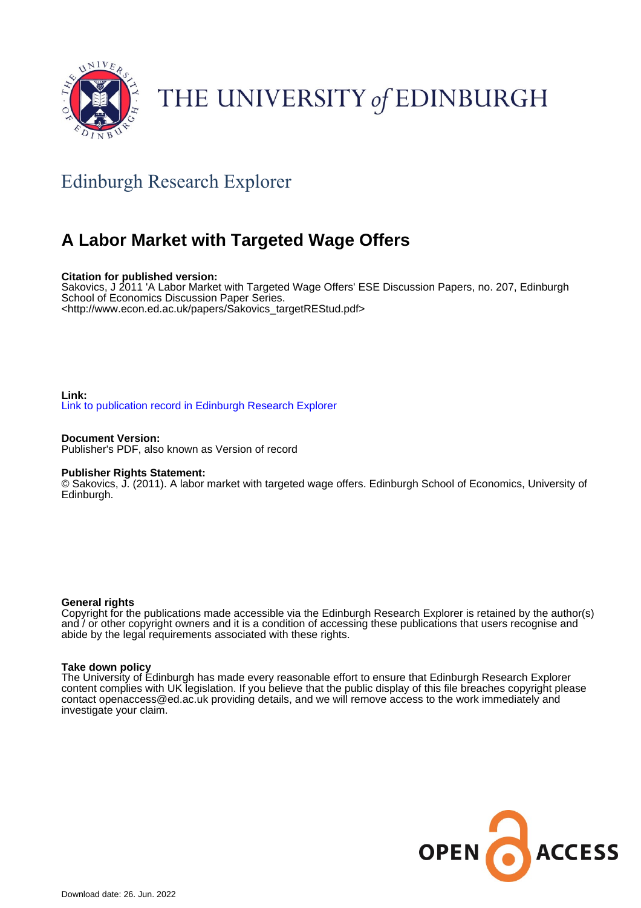THE UNIVERSITY of EDINBURGH

## Edinburgh Research Explorer

# A Labor Market with Targeted Wage Offers

**Citation for published version:**
Sakovics, J 2011 'A Labor Market with Targeted Wage Offers' ESE Discussion Papers, no. 207, Edinburgh School of Economics Discussion Paper Series.
<http://www.econ.ed.ac.uk/papers/Sakovics_targetREStud.pdf>

**Link:**
Link to publication record in Edinburgh Research Explorer

**Document Version:**
Publisher's PDF, also known as Version of record

**Publisher Rights Statement:**
© Sakovics, J. (2011). A labor market with targeted wage offers. Edinburgh School of Economics, University of Edinburgh.

**General rights**
Copyright for the publications made accessible via the Edinburgh Research Explorer is retained by the author(s) and / or other copyright owners and it is a condition of accessing these publications that users recognise and abide by the legal requirements associated with these rights.

**Take down policy**
The University of Edinburgh has made every reasonable effort to ensure that Edinburgh Research Explorer content complies with UK legislation. If you believe that the public display of this file breaches copyright please contact openaccess@ed.ac.uk providing details, and we will remove access to the work immediately and investigate your claim.

OPEN ACCESS

Download date: 26. Jun. 2022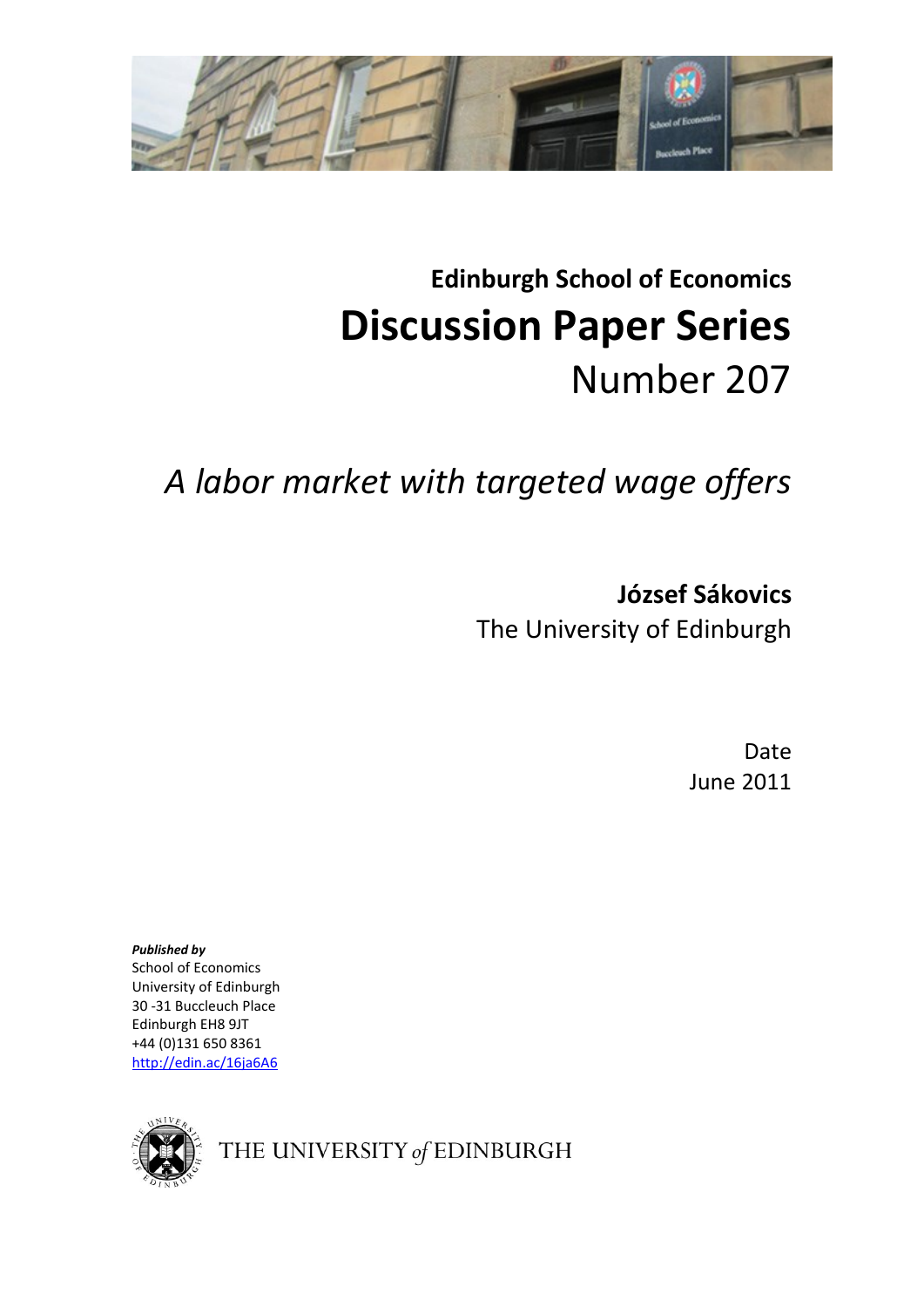**Edinburgh School of Economics**

# Discussion Paper Series

Number 207

*A labor market with targeted wage offers*

**József Sákovics**

The University of Edinburgh

Date

June 2011

***Published by***

School of Economics

University of Edinburgh

30 -31 Buccleuch Place

Edinburgh EH8 9JT

+44 (0)131 650 8361

http://edin.ac/16ja6A6

THE UNIVERSITY *of* EDINBURGH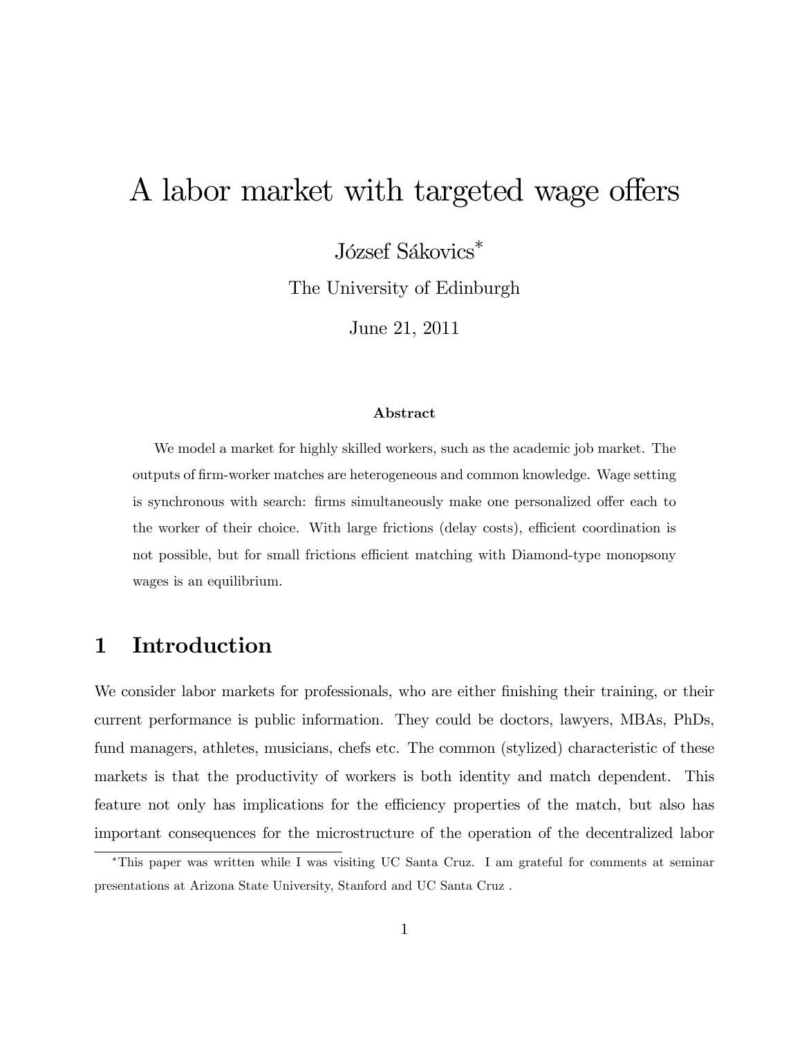# A labor market with targeted wage offers

József Sákovics*

The University of Edinburgh

June 21, 2011

### Abstract

We model a market for highly skilled workers, such as the academic job market. The outputs of firm-worker matches are heterogeneous and common knowledge. Wage setting is synchronous with search: firms simultaneously make one personalized offer each to the worker of their choice. With large frictions (delay costs), efficient coordination is not possible, but for small frictions efficient matching with Diamond-type monopsony wages is an equilibrium.

## 1 Introduction

We consider labor markets for professionals, who are either finishing their training, or their current performance is public information. They could be doctors, lawyers, MBAs, PhDs, fund managers, athletes, musicians, chefs etc. The common (stylized) characteristic of these markets is that the productivity of workers is both identity and match dependent. This feature not only has implications for the efficiency properties of the match, but also has important consequences for the microstructure of the operation of the decentralized labor

---

*This paper was written while I was visiting UC Santa Cruz. I am grateful for comments at seminar presentations at Arizona State University, Stanford and UC Santa Cruz .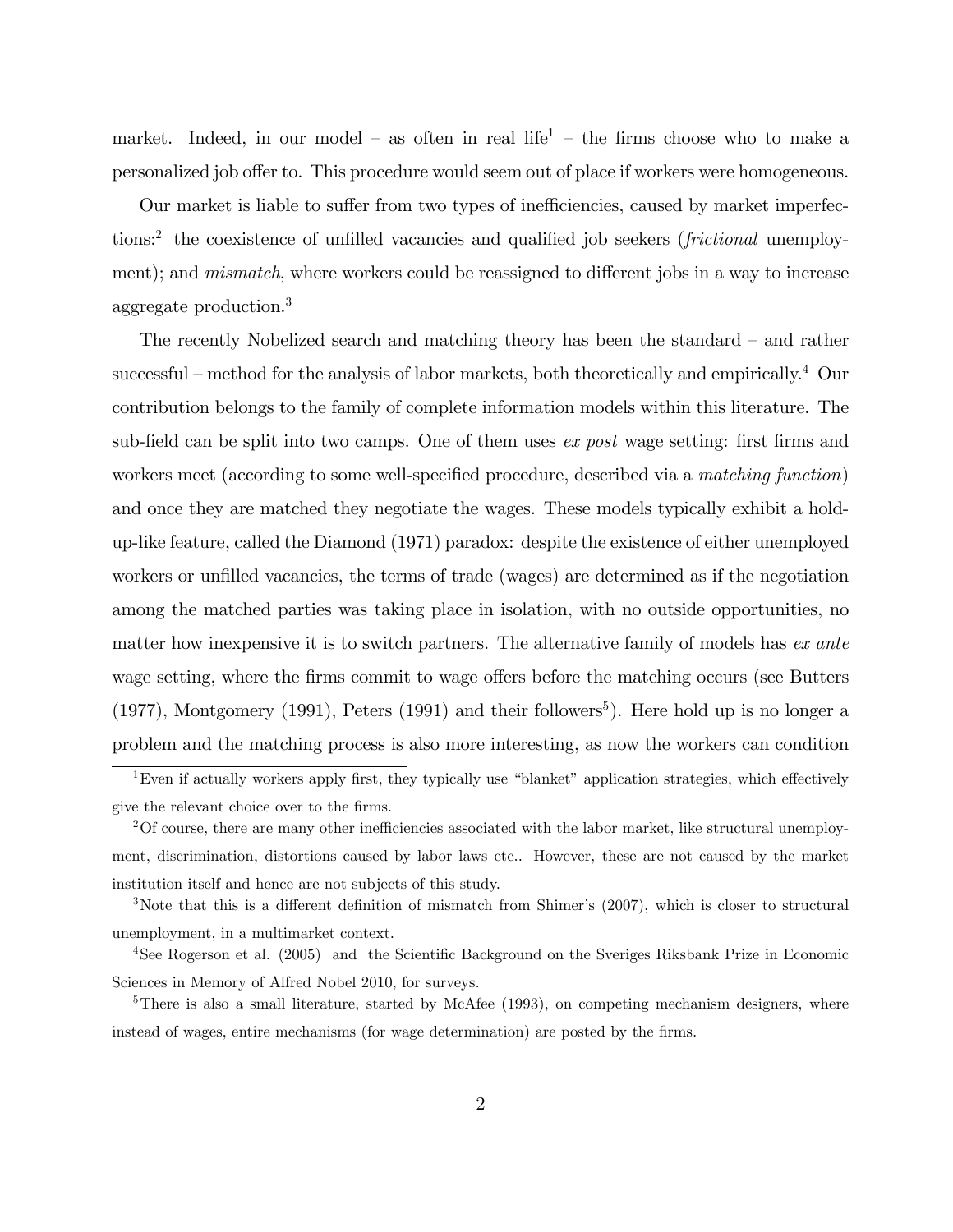market. Indeed, in our model – as often in real life[1] – the firms choose who to make a personalized job offer to. This procedure would seem out of place if workers were homogeneous.

Our market is liable to suffer from two types of inefficiencies, caused by market imperfections:[2] the coexistence of unfilled vacancies and qualified job seekers (*frictional* unemployment); and *mismatch*, where workers could be reassigned to different jobs in a way to increase aggregate production.[3]

The recently Nobelized search and matching theory has been the standard – and rather successful – method for the analysis of labor markets, both theoretically and empirically.[4] Our contribution belongs to the family of complete information models within this literature. The sub-field can be split into two camps. One of them uses *ex post* wage setting: first firms and workers meet (according to some well-specified procedure, described via a *matching function*) and once they are matched they negotiate the wages. These models typically exhibit a hold-up-like feature, called the Diamond (1971) paradox: despite the existence of either unemployed workers or unfilled vacancies, the terms of trade (wages) are determined as if the negotiation among the matched parties was taking place in isolation, with no outside opportunities, no matter how inexpensive it is to switch partners. The alternative family of models has *ex ante* wage setting, where the firms commit to wage offers before the matching occurs (see Butters (1977), Montgomery (1991), Peters (1991) and their followers[5]). Here hold up is no longer a problem and the matching process is also more interesting, as now the workers can condition

[1] Even if actually workers apply first, they typically use "blanket" application strategies, which effectively give the relevant choice over to the firms.

[2] Of course, there are many other inefficiencies associated with the labor market, like structural unemployment, discrimination, distortions caused by labor laws etc.. However, these are not caused by the market institution itself and hence are not subjects of this study.

[3] Note that this is a different definition of mismatch from Shimer's (2007), which is closer to structural unemployment, in a multimarket context.

[4] See Rogerson et al. (2005) and the Scientific Background on the Sveriges Riksbank Prize in Economic Sciences in Memory of Alfred Nobel 2010, for surveys.

[5] There is also a small literature, started by McAfee (1993), on competing mechanism designers, where instead of wages, entire mechanisms (for wage determination) are posted by the firms.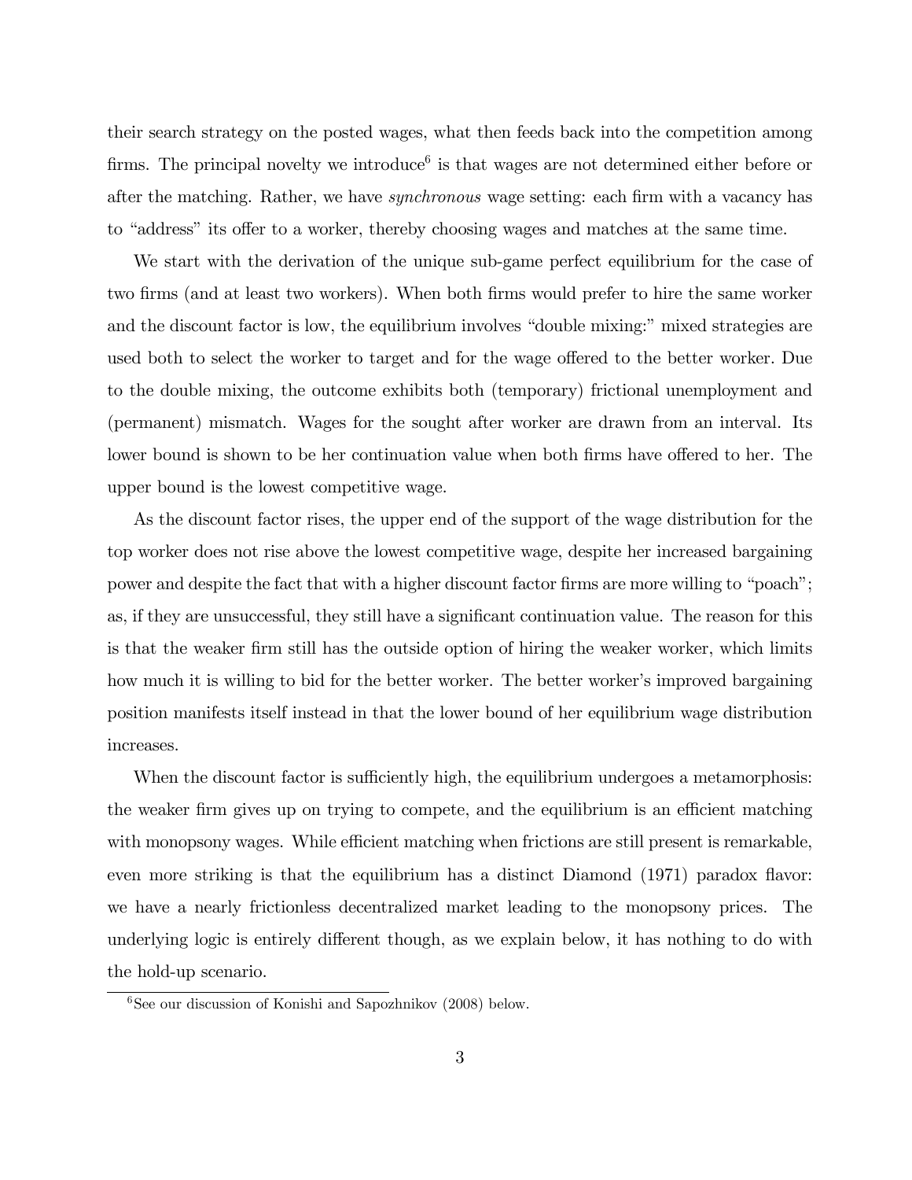their search strategy on the posted wages, what then feeds back into the competition among firms. The principal novelty we introduce[6] is that wages are not determined either before or after the matching. Rather, we have *synchronous* wage setting: each firm with a vacancy has to "address" its offer to a worker, thereby choosing wages and matches at the same time.

We start with the derivation of the unique sub-game perfect equilibrium for the case of two firms (and at least two workers). When both firms would prefer to hire the same worker and the discount factor is low, the equilibrium involves "double mixing:" mixed strategies are used both to select the worker to target and for the wage offered to the better worker. Due to the double mixing, the outcome exhibits both (temporary) frictional unemployment and (permanent) mismatch. Wages for the sought after worker are drawn from an interval. Its lower bound is shown to be her continuation value when both firms have offered to her. The upper bound is the lowest competitive wage.

As the discount factor rises, the upper end of the support of the wage distribution for the top worker does not rise above the lowest competitive wage, despite her increased bargaining power and despite the fact that with a higher discount factor firms are more willing to "poach"; as, if they are unsuccessful, they still have a significant continuation value. The reason for this is that the weaker firm still has the outside option of hiring the weaker worker, which limits how much it is willing to bid for the better worker. The better worker's improved bargaining position manifests itself instead in that the lower bound of her equilibrium wage distribution increases.

When the discount factor is sufficiently high, the equilibrium undergoes a metamorphosis: the weaker firm gives up on trying to compete, and the equilibrium is an efficient matching with monopsony wages. While efficient matching when frictions are still present is remarkable, even more striking is that the equilibrium has a distinct Diamond (1971) paradox flavor: we have a nearly frictionless decentralized market leading to the monopsony prices. The underlying logic is entirely different though, as we explain below, it has nothing to do with the hold-up scenario.

[6] See our discussion of Konishi and Sapozhnikov (2008) below.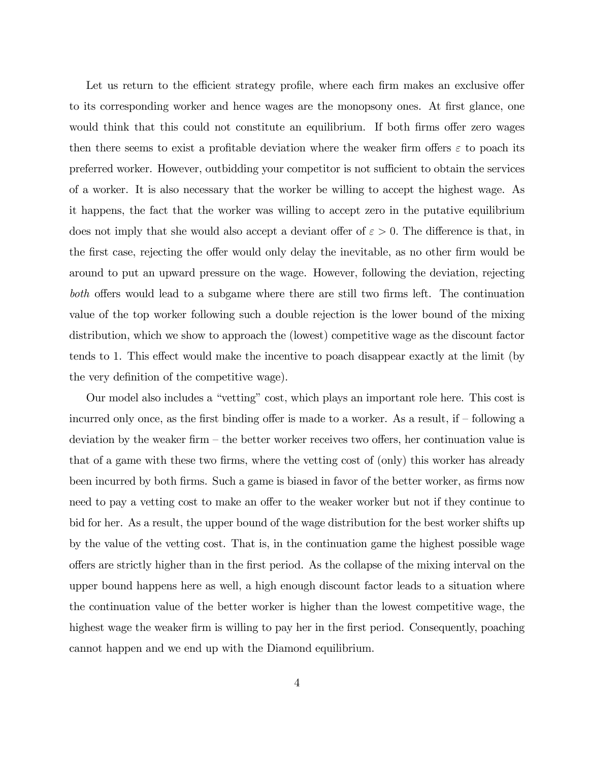Let us return to the efficient strategy profile, where each firm makes an exclusive offer to its corresponding worker and hence wages are the monopsony ones. At first glance, one would think that this could not constitute an equilibrium. If both firms offer zero wages then there seems to exist a profitable deviation where the weaker firm offers $\varepsilon$ to poach its preferred worker. However, outbidding your competitor is not sufficient to obtain the services of a worker. It is also necessary that the worker be willing to accept the highest wage. As it happens, the fact that the worker was willing to accept zero in the putative equilibrium does not imply that she would also accept a deviant offer of $\varepsilon > 0$. The difference is that, in the first case, rejecting the offer would only delay the inevitable, as no other firm would be around to put an upward pressure on the wage. However, following the deviation, rejecting *both* offers would lead to a subgame where there are still two firms left. The continuation value of the top worker following such a double rejection is the lower bound of the mixing distribution, which we show to approach the (lowest) competitive wage as the discount factor tends to 1. This effect would make the incentive to poach disappear exactly at the limit (by the very definition of the competitive wage).

Our model also includes a "vetting" cost, which plays an important role here. This cost is incurred only once, as the first binding offer is made to a worker. As a result, if – following a deviation by the weaker firm – the better worker receives two offers, her continuation value is that of a game with these two firms, where the vetting cost of (only) this worker has already been incurred by both firms. Such a game is biased in favor of the better worker, as firms now need to pay a vetting cost to make an offer to the weaker worker but not if they continue to bid for her. As a result, the upper bound of the wage distribution for the best worker shifts up by the value of the vetting cost. That is, in the continuation game the highest possible wage offers are strictly higher than in the first period. As the collapse of the mixing interval on the upper bound happens here as well, a high enough discount factor leads to a situation where the continuation value of the better worker is higher than the lowest competitive wage, the highest wage the weaker firm is willing to pay her in the first period. Consequently, poaching cannot happen and we end up with the Diamond equilibrium.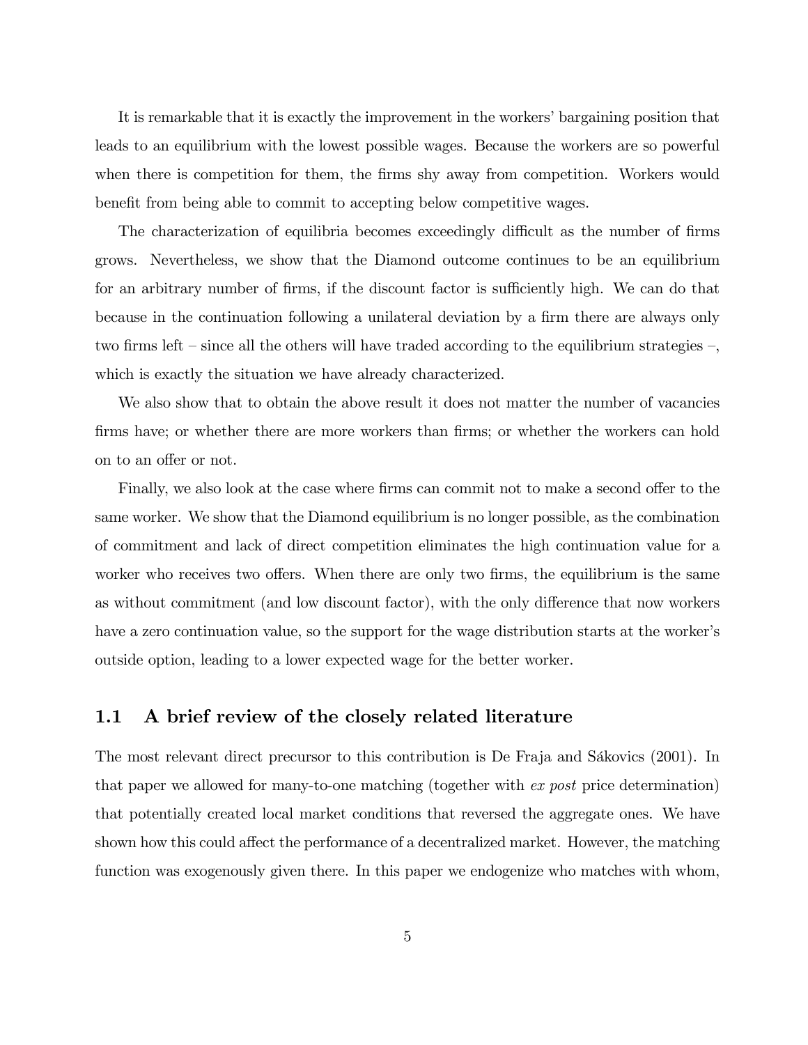It is remarkable that it is exactly the improvement in the workers' bargaining position that leads to an equilibrium with the lowest possible wages. Because the workers are so powerful when there is competition for them, the firms shy away from competition. Workers would benefit from being able to commit to accepting below competitive wages.

The characterization of equilibria becomes exceedingly difficult as the number of firms grows. Nevertheless, we show that the Diamond outcome continues to be an equilibrium for an arbitrary number of firms, if the discount factor is sufficiently high. We can do that because in the continuation following a unilateral deviation by a firm there are always only two firms left – since all the others will have traded according to the equilibrium strategies –, which is exactly the situation we have already characterized.

We also show that to obtain the above result it does not matter the number of vacancies firms have; or whether there are more workers than firms; or whether the workers can hold on to an offer or not.

Finally, we also look at the case where firms can commit not to make a second offer to the same worker. We show that the Diamond equilibrium is no longer possible, as the combination of commitment and lack of direct competition eliminates the high continuation value for a worker who receives two offers. When there are only two firms, the equilibrium is the same as without commitment (and low discount factor), with the only difference that now workers have a zero continuation value, so the support for the wage distribution starts at the worker's outside option, leading to a lower expected wage for the better worker.

## 1.1 A brief review of the closely related literature

The most relevant direct precursor to this contribution is De Fraja and Sákovics (2001). In that paper we allowed for many-to-one matching (together with *ex post* price determination) that potentially created local market conditions that reversed the aggregate ones. We have shown how this could affect the performance of a decentralized market. However, the matching function was exogenously given there. In this paper we endogenize who matches with whom,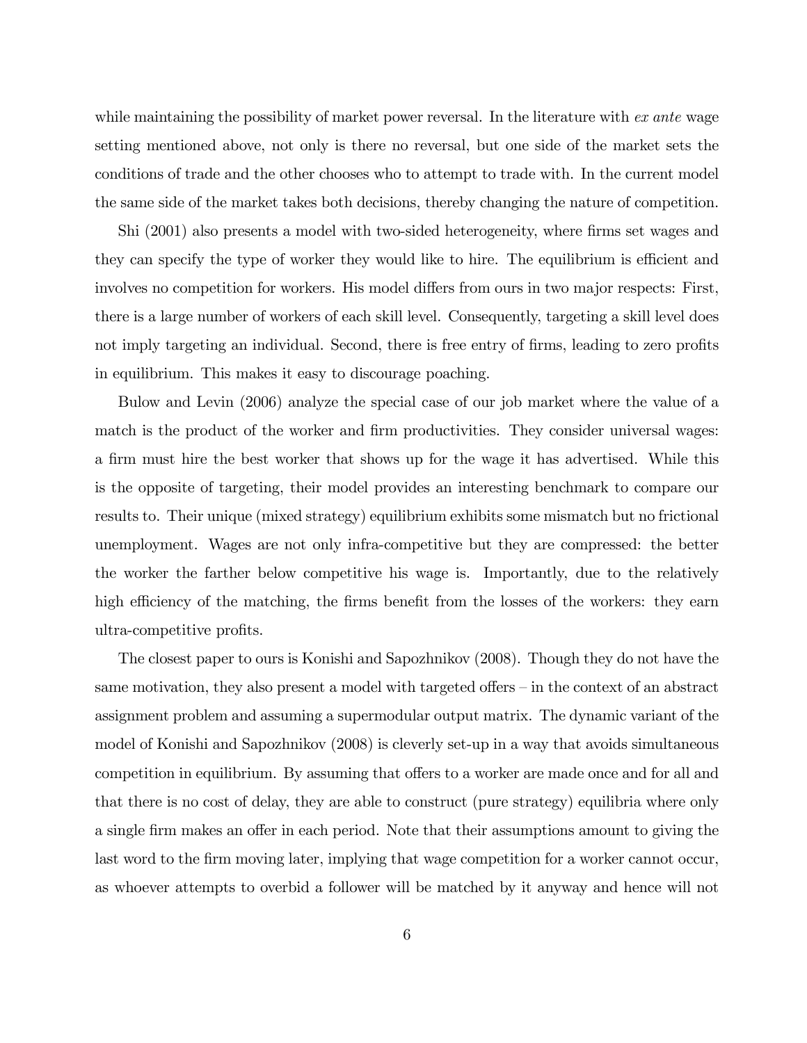while maintaining the possibility of market power reversal. In the literature with *ex ante* wage setting mentioned above, not only is there no reversal, but one side of the market sets the conditions of trade and the other chooses who to attempt to trade with. In the current model the same side of the market takes both decisions, thereby changing the nature of competition.

Shi (2001) also presents a model with two-sided heterogeneity, where firms set wages and they can specify the type of worker they would like to hire. The equilibrium is efficient and involves no competition for workers. His model differs from ours in two major respects: First, there is a large number of workers of each skill level. Consequently, targeting a skill level does not imply targeting an individual. Second, there is free entry of firms, leading to zero profits in equilibrium. This makes it easy to discourage poaching.

Bulow and Levin (2006) analyze the special case of our job market where the value of a match is the product of the worker and firm productivities. They consider universal wages: a firm must hire the best worker that shows up for the wage it has advertised. While this is the opposite of targeting, their model provides an interesting benchmark to compare our results to. Their unique (mixed strategy) equilibrium exhibits some mismatch but no frictional unemployment. Wages are not only infra-competitive but they are compressed: the better the worker the farther below competitive his wage is. Importantly, due to the relatively high efficiency of the matching, the firms benefit from the losses of the workers: they earn ultra-competitive profits.

The closest paper to ours is Konishi and Sapozhnikov (2008). Though they do not have the same motivation, they also present a model with targeted offers – in the context of an abstract assignment problem and assuming a supermodular output matrix. The dynamic variant of the model of Konishi and Sapozhnikov (2008) is cleverly set-up in a way that avoids simultaneous competition in equilibrium. By assuming that offers to a worker are made once and for all and that there is no cost of delay, they are able to construct (pure strategy) equilibria where only a single firm makes an offer in each period. Note that their assumptions amount to giving the last word to the firm moving later, implying that wage competition for a worker cannot occur, as whoever attempts to overbid a follower will be matched by it anyway and hence will not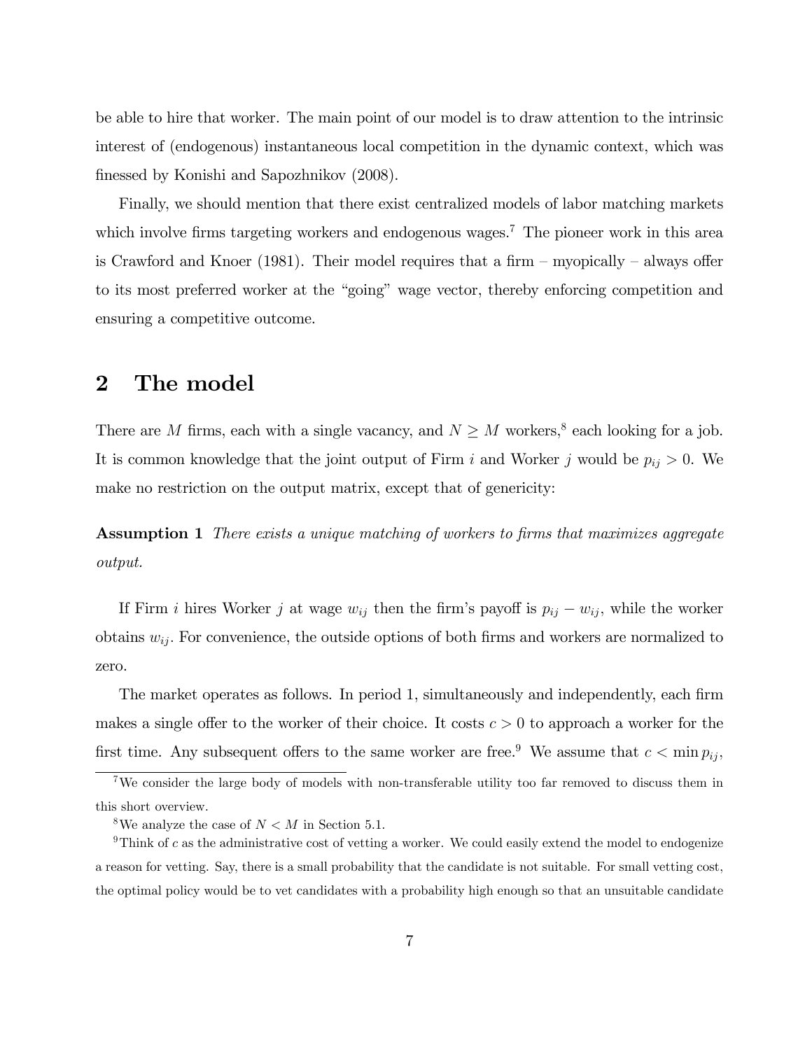be able to hire that worker. The main point of our model is to draw attention to the intrinsic interest of (endogenous) instantaneous local competition in the dynamic context, which was finessed by Konishi and Sapozhnikov (2008).

Finally, we should mention that there exist centralized models of labor matching markets which involve firms targeting workers and endogenous wages.[7] The pioneer work in this area is Crawford and Knoer (1981). Their model requires that a firm – myopically – always offer to its most preferred worker at the "going" wage vector, thereby enforcing competition and ensuring a competitive outcome.

## 2 The model

There are $M$ firms, each with a single vacancy, and $N \geq M$ workers,[8] each looking for a job. It is common knowledge that the joint output of Firm $i$ and Worker $j$ would be $p_{ij} > 0$. We make no restriction on the output matrix, except that of genericity:

**Assumption 1** *There exists a unique matching of workers to firms that maximizes aggregate output.*

If Firm $i$ hires Worker $j$ at wage $w_{ij}$ then the firm's payoff is $p_{ij} - w_{ij}$, while the worker obtains $w_{ij}$. For convenience, the outside options of both firms and workers are normalized to zero.

The market operates as follows. In period 1, simultaneously and independently, each firm makes a single offer to the worker of their choice. It costs $c > 0$ to approach a worker for the first time. Any subsequent offers to the same worker are free.[9] We assume that $c < \min p_{ij}$,

---

[7] We consider the large body of models with non-transferable utility too far removed to discuss them in this short overview.

[8] We analyze the case of $N < M$ in Section 5.1.

[9] Think of $c$ as the administrative cost of vetting a worker. We could easily extend the model to endogenize a reason for vetting. Say, there is a small probability that the candidate is not suitable. For small vetting cost, the optimal policy would be to vet candidates with a probability high enough so that an unsuitable candidate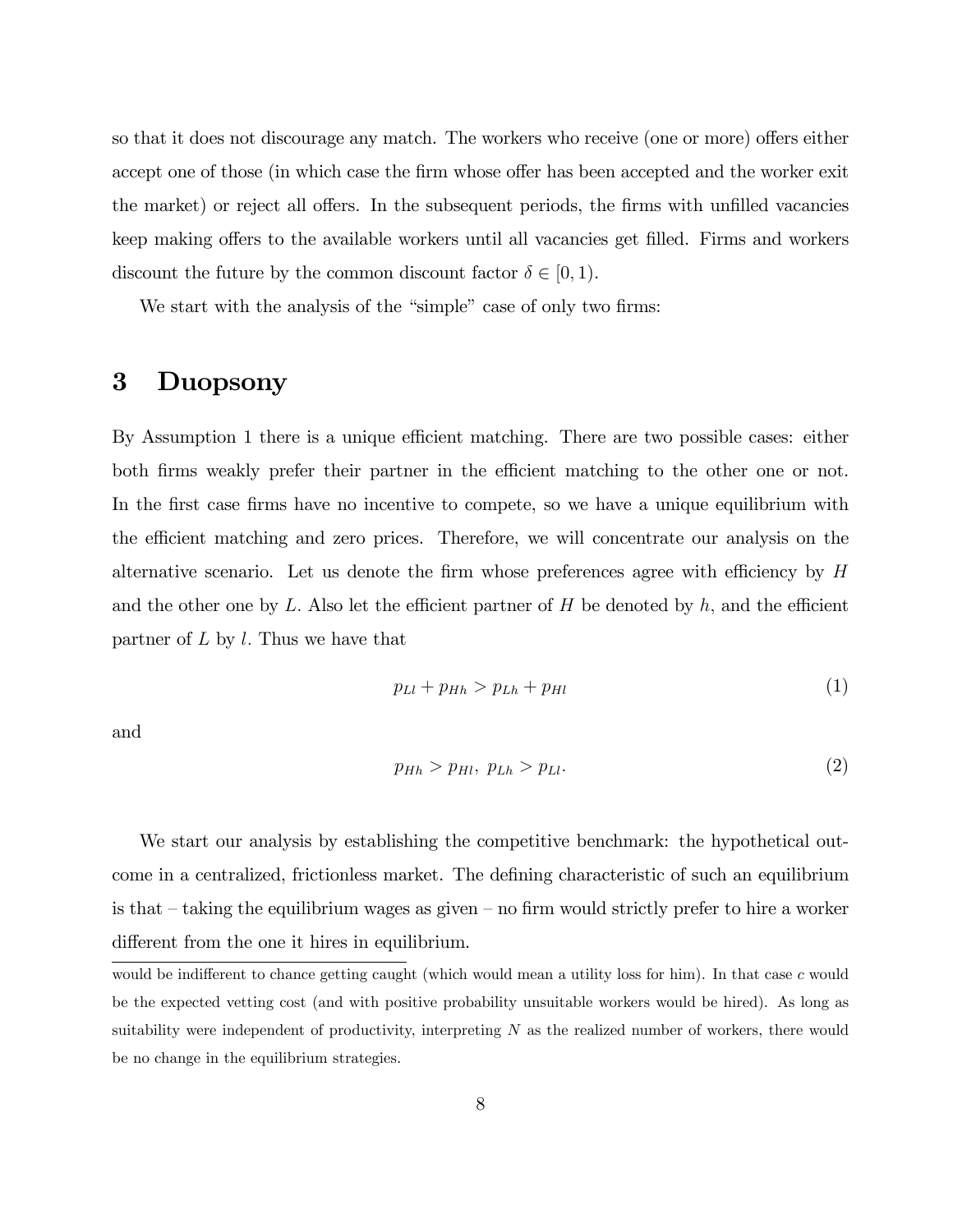so that it does not discourage any match. The workers who receive (one or more) offers either accept one of those (in which case the firm whose offer has been accepted and the worker exit the market) or reject all offers. In the subsequent periods, the firms with unfilled vacancies keep making offers to the available workers until all vacancies get filled. Firms and workers discount the future by the common discount factor $\delta \in [0, 1)$.

We start with the analysis of the "simple" case of only two firms:

# 3 Duopsony

By Assumption 1 there is a unique efficient matching. There are two possible cases: either both firms weakly prefer their partner in the efficient matching to the other one or not. In the first case firms have no incentive to compete, so we have a unique equilibrium with the efficient matching and zero prices. Therefore, we will concentrate our analysis on the alternative scenario. Let us denote the firm whose preferences agree with efficiency by $H$ and the other one by $L$. Also let the efficient partner of $H$ be denoted by $h$, and the efficient partner of $L$ by $l$. Thus we have that

$$p_{Ll} + p_{Hh} > p_{Lh} + p_{Hl} \tag{1}$$

and

$$p_{Hh} > p_{Hl},\ p_{Lh} > p_{Ll}. \tag{2}$$

We start our analysis by establishing the competitive benchmark: the hypothetical outcome in a centralized, frictionless market. The defining characteristic of such an equilibrium is that – taking the equilibrium wages as given – no firm would strictly prefer to hire a worker different from the one it hires in equilibrium.

would be indifferent to chance getting caught (which would mean a utility loss for him). In that case $c$ would be the expected vetting cost (and with positive probability unsuitable workers would be hired). As long as suitability were independent of productivity, interpreting $N$ as the realized number of workers, there would be no change in the equilibrium strategies.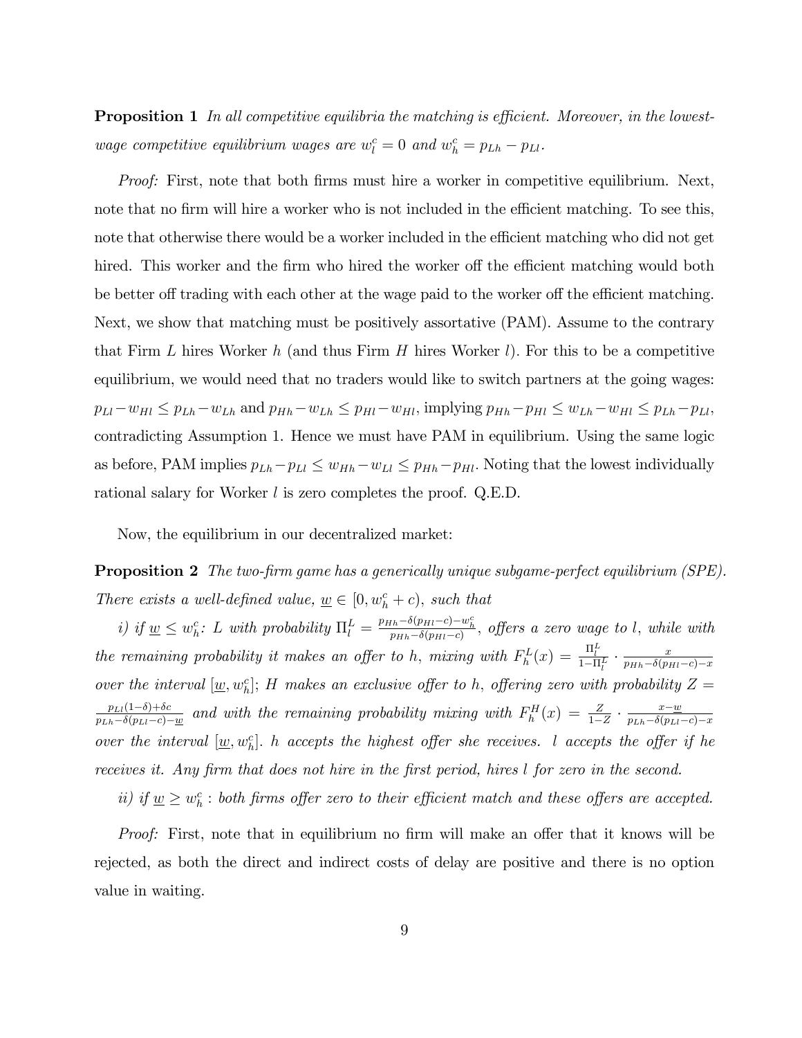**Proposition 1** *In all competitive equilibria the matching is efficient. Moreover, in the lowest-wage competitive equilibrium wages are $w_l^c = 0$ and $w_h^c = p_{Lh} - p_{Ll}$.*

*Proof:* First, note that both firms must hire a worker in competitive equilibrium. Next, note that no firm will hire a worker who is not included in the efficient matching. To see this, note that otherwise there would be a worker included in the efficient matching who did not get hired. This worker and the firm who hired the worker off the efficient matching would both be better off trading with each other at the wage paid to the worker off the efficient matching. Next, we show that matching must be positively assortative (PAM). Assume to the contrary that Firm $L$ hires Worker $h$ (and thus Firm $H$ hires Worker $l$). For this to be a competitive equilibrium, we would need that no traders would like to switch partners at the going wages: $p_{Ll} - w_{Hl} \leq p_{Lh} - w_{Lh}$ and $p_{Hh} - w_{Lh} \leq p_{Hl} - w_{Hl}$, implying $p_{Hh} - p_{Hl} \leq w_{Lh} - w_{Hl} \leq p_{Lh} - p_{Ll}$, contradicting Assumption 1. Hence we must have PAM in equilibrium. Using the same logic as before, PAM implies $p_{Lh} - p_{Ll} \leq w_{Hh} - w_{Ll} \leq p_{Hh} - p_{Hl}$. Noting that the lowest individually rational salary for Worker $l$ is zero completes the proof. Q.E.D.

Now, the equilibrium in our decentralized market:

**Proposition 2** *The two-firm game has a generically unique subgame-perfect equilibrium (SPE). There exists a well-defined value, $\underline{w} \in [0, w_h^c + c)$, such that*

*i) if $\underline{w} \leq w_h^c$: $L$ with probability $\Pi_l^L = \frac{p_{Hh} - \delta(p_{Hl} - c) - w_h^c}{p_{Hh} - \delta(p_{Hl} - c)}$, offers a zero wage to $l$, while with the remaining probability it makes an offer to $h$, mixing with $F_h^L(x) = \frac{\Pi_l^L}{1 - \Pi_l^L} \cdot \frac{x}{p_{Hh} - \delta(p_{Hl} - c) - x}$ over the interval $[\underline{w}, w_h^c]$; $H$ makes an exclusive offer to $h$, offering zero with probability $Z = \frac{p_{Ll}(1-\delta) + \delta c}{p_{Lh} - \delta(p_{Ll} - c) - \underline{w}}$ and with the remaining probability mixing with $F_h^H(x) = \frac{Z}{1-Z} \cdot \frac{x - \underline{w}}{p_{Lh} - \delta(p_{Ll} - c) - x}$ over the interval $[\underline{w}, w_h^c]$. $h$ accepts the highest offer she receives. $l$ accepts the offer if he receives it. Any firm that does not hire in the first period, hires $l$ for zero in the second.*

*ii) if $\underline{w} \geq w_h^c$ : both firms offer zero to their efficient match and these offers are accepted.*

*Proof:* First, note that in equilibrium no firm will make an offer that it knows will be rejected, as both the direct and indirect costs of delay are positive and there is no option value in waiting.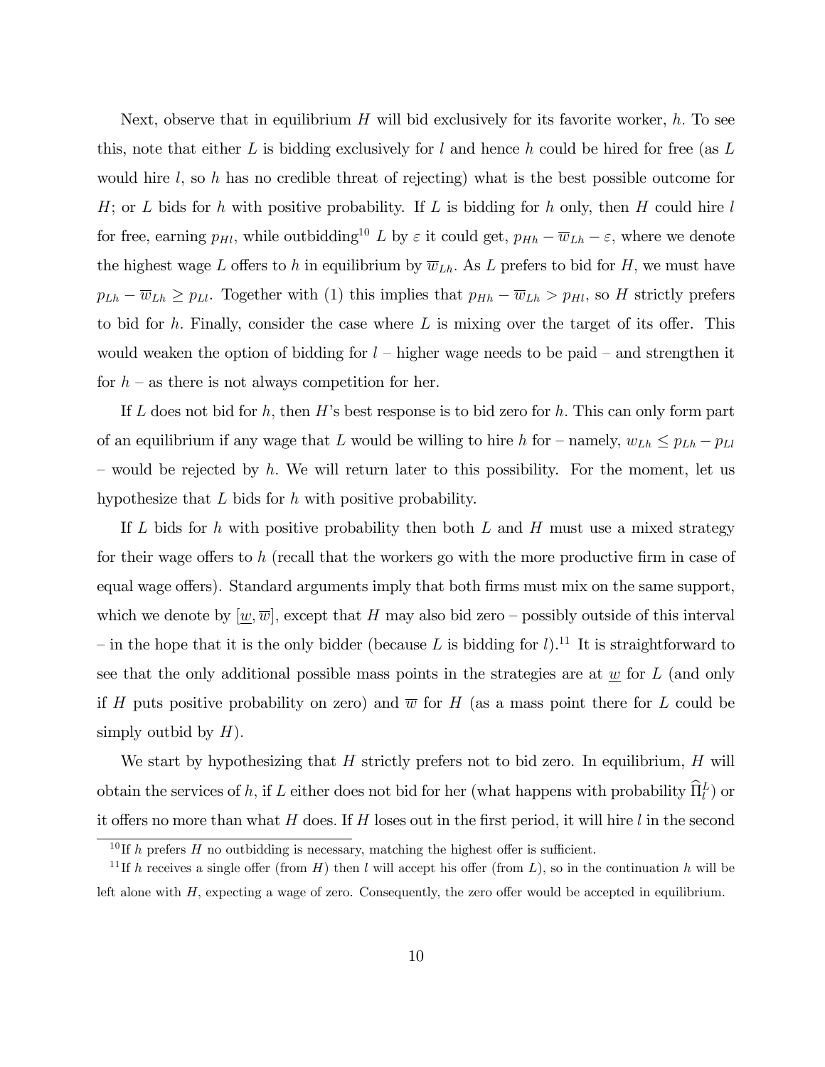Next, observe that in equilibrium $H$ will bid exclusively for its favorite worker, $h$. To see this, note that either $L$ is bidding exclusively for $l$ and hence $h$ could be hired for free (as $L$ would hire $l$, so $h$ has no credible threat of rejecting) what is the best possible outcome for $H$; or $L$ bids for $h$ with positive probability. If $L$ is bidding for $h$ only, then $H$ could hire $l$ for free, earning $p_{Hl}$, while outbidding[10] $L$ by $\varepsilon$ it could get, $p_{Hh} - \overline{w}_{Lh} - \varepsilon$, where we denote the highest wage $L$ offers to $h$ in equilibrium by $\overline{w}_{Lh}$. As $L$ prefers to bid for $H$, we must have $p_{Lh} - \overline{w}_{Lh} \geq p_{Ll}$. Together with (1) this implies that $p_{Hh} - \overline{w}_{Lh} > p_{Hl}$, so $H$ strictly prefers to bid for $h$. Finally, consider the case where $L$ is mixing over the target of its offer. This would weaken the option of bidding for $l$ – higher wage needs to be paid – and strengthen it for $h$ – as there is not always competition for her.

If $L$ does not bid for $h$, then $H$'s best response is to bid zero for $h$. This can only form part of an equilibrium if any wage that $L$ would be willing to hire $h$ for – namely, $w_{Lh} \leq p_{Lh} - p_{Ll}$ – would be rejected by $h$. We will return later to this possibility. For the moment, let us hypothesize that $L$ bids for $h$ with positive probability.

If $L$ bids for $h$ with positive probability then both $L$ and $H$ must use a mixed strategy for their wage offers to $h$ (recall that the workers go with the more productive firm in case of equal wage offers). Standard arguments imply that both firms must mix on the same support, which we denote by $[\underline{w}, \overline{w}]$, except that $H$ may also bid zero – possibly outside of this interval – in the hope that it is the only bidder (because $L$ is bidding for $l$).[11] It is straightforward to see that the only additional possible mass points in the strategies are at $\underline{w}$ for $L$ (and only if $H$ puts positive probability on zero) and $\overline{w}$ for $H$ (as a mass point there for $L$ could be simply outbid by $H$).

We start by hypothesizing that $H$ strictly prefers not to bid zero. In equilibrium, $H$ will obtain the services of $h$, if $L$ either does not bid for her (what happens with probability $\widehat{\Pi}_l^L$) or it offers no more than what $H$ does. If $H$ loses out in the first period, it will hire $l$ in the second

---

[10] If $h$ prefers $H$ no outbidding is necessary, matching the highest offer is sufficient.

[11] If $h$ receives a single offer (from $H$) then $l$ will accept his offer (from $L$), so in the continuation $h$ will be left alone with $H$, expecting a wage of zero. Consequently, the zero offer would be accepted in equilibrium.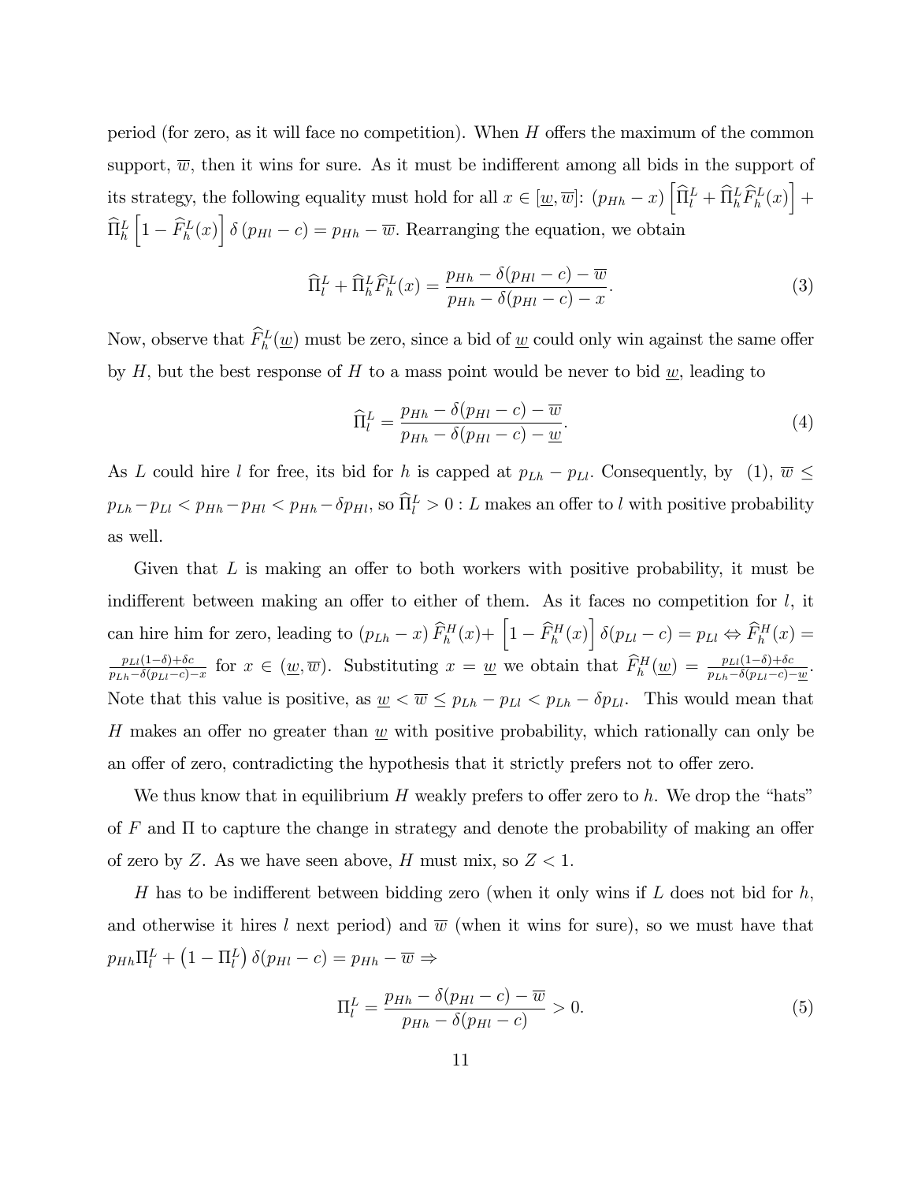period (for zero, as it will face no competition). When $H$ offers the maximum of the common support, $\overline{w}$, then it wins for sure. As it must be indifferent among all bids in the support of its strategy, the following equality must hold for all $x \in [\underline{w}, \overline{w}]$: $(p_{Hh} - x)\left[\widehat{\Pi}_l^L + \widehat{\Pi}_h^L \widehat{F}_h^L(x)\right] + \widehat{\Pi}_h^L\left[1 - \widehat{F}_h^L(x)\right]\delta(p_{Hl} - c) = p_{Hh} - \overline{w}$. Rearranging the equation, we obtain

$$\widehat{\Pi}_l^L + \widehat{\Pi}_h^L \widehat{F}_h^L(x) = \frac{p_{Hh} - \delta(p_{Hl} - c) - \overline{w}}{p_{Hh} - \delta(p_{Hl} - c) - x}. \tag{3}$$

Now, observe that $\widehat{F}_h^L(\underline{w})$ must be zero, since a bid of $\underline{w}$ could only win against the same offer by $H$, but the best response of $H$ to a mass point would be never to bid $\underline{w}$, leading to

$$\widehat{\Pi}_l^L = \frac{p_{Hh} - \delta(p_{Hl} - c) - \overline{w}}{p_{Hh} - \delta(p_{Hl} - c) - \underline{w}}. \tag{4}$$

As $L$ could hire $l$ for free, its bid for $h$ is capped at $p_{Lh} - p_{Ll}$. Consequently, by (1), $\overline{w} \leq p_{Lh} - p_{Ll} < p_{Hh} - p_{Hl} < p_{Hh} - \delta p_{Hl}$, so $\widehat{\Pi}_l^L > 0$ : $L$ makes an offer to $l$ with positive probability as well.

Given that $L$ is making an offer to both workers with positive probability, it must be indifferent between making an offer to either of them. As it faces no competition for $l$, it can hire him for zero, leading to $(p_{Lh} - x)\widehat{F}_h^H(x) + \left[1 - \widehat{F}_h^H(x)\right]\delta(p_{Ll} - c) = p_{Ll} \Leftrightarrow \widehat{F}_h^H(x) = \frac{p_{Ll}(1-\delta)+\delta c}{p_{Lh} - \delta(p_{Ll} - c) - x}$ for $x \in (\underline{w}, \overline{w})$. Substituting $x = \underline{w}$ we obtain that $\widehat{F}_h^H(\underline{w}) = \frac{p_{Ll}(1-\delta)+\delta c}{p_{Lh} - \delta(p_{Ll} - c) - \underline{w}}$. Note that this value is positive, as $\underline{w} < \overline{w} \leq p_{Lh} - p_{Ll} < p_{Lh} - \delta p_{Ll}$. This would mean that $H$ makes an offer no greater than $\underline{w}$ with positive probability, which rationally can only be an offer of zero, contradicting the hypothesis that it strictly prefers not to offer zero.

We thus know that in equilibrium $H$ weakly prefers to offer zero to $h$. We drop the "hats" of $F$ and $\Pi$ to capture the change in strategy and denote the probability of making an offer of zero by $Z$. As we have seen above, $H$ must mix, so $Z < 1$.

$H$ has to be indifferent between bidding zero (when it only wins if $L$ does not bid for $h$, and otherwise it hires $l$ next period) and $\overline{w}$ (when it wins for sure), so we must have that $p_{Hh}\Pi_l^L + \left(1 - \Pi_l^L\right)\delta(p_{Hl} - c) = p_{Hh} - \overline{w} \Rightarrow$

$$\Pi_l^L = \frac{p_{Hh} - \delta(p_{Hl} - c) - \overline{w}}{p_{Hh} - \delta(p_{Hl} - c)} > 0. \tag{5}$$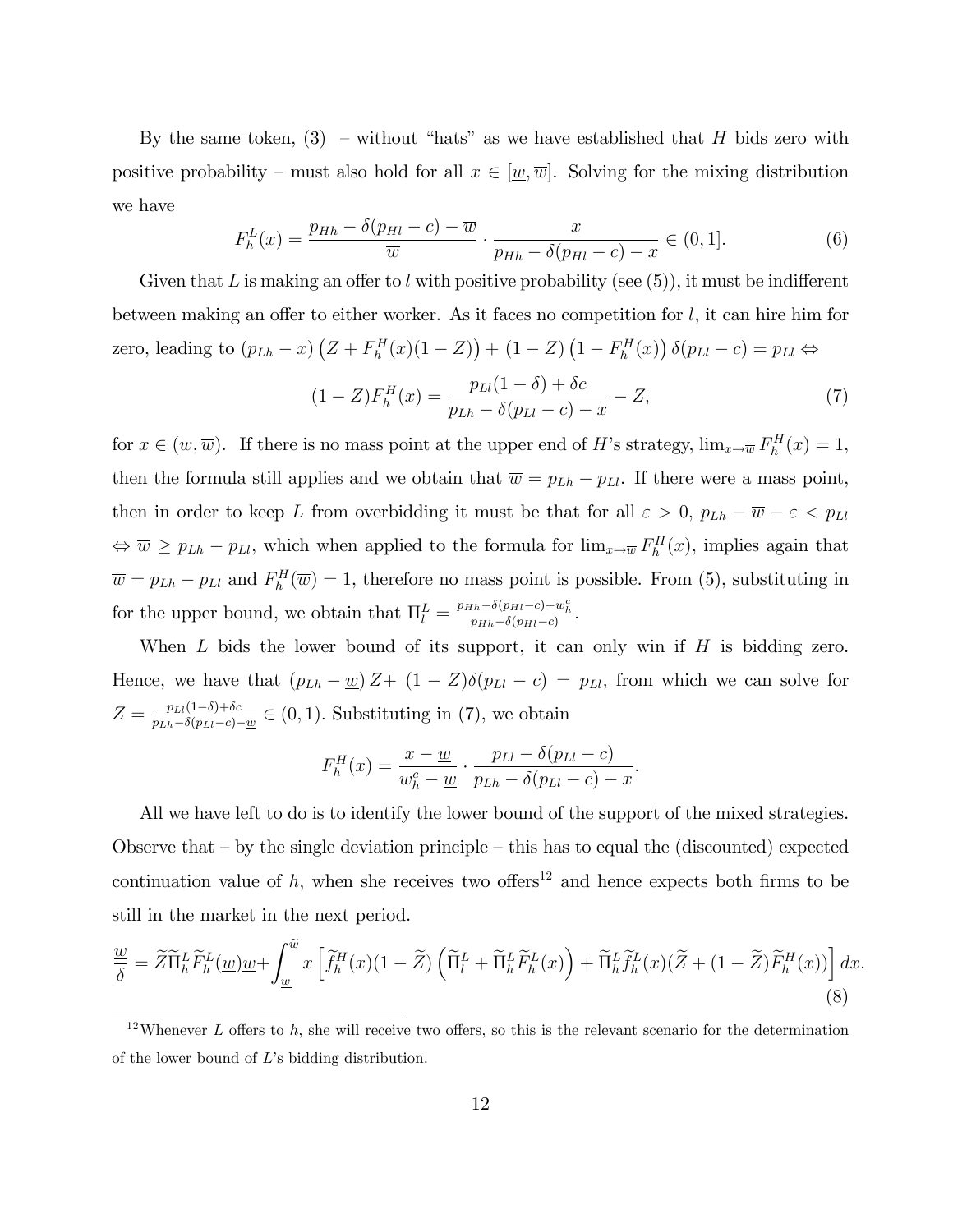By the same token, (3) – without "hats" as we have established that $H$ bids zero with positive probability – must also hold for all $x \in [\underline{w}, \overline{w}]$. Solving for the mixing distribution we have

$$F_h^L(x) = \frac{p_{Hh} - \delta(p_{Hl} - c) - \overline{w}}{\overline{w}} \cdot \frac{x}{p_{Hh} - \delta(p_{Hl} - c) - x} \in (0, 1]. \tag{6}$$

Given that $L$ is making an offer to $l$ with positive probability (see (5)), it must be indifferent between making an offer to either worker. As it faces no competition for $l$, it can hire him for zero, leading to $(p_{Lh} - x)\left(Z + F_h^H(x)(1 - Z)\right) + (1 - Z)\left(1 - F_h^H(x)\right)\delta(p_{Ll} - c) = p_{Ll} \Leftrightarrow$

$$(1 - Z)F_h^H(x) = \frac{p_{Ll}(1 - \delta) + \delta c}{p_{Lh} - \delta(p_{Ll} - c) - x} - Z, \tag{7}$$

for $x \in (\underline{w}, \overline{w})$. If there is no mass point at the upper end of $H$'s strategy, $\lim_{x \to \overline{w}} F_h^H(x) = 1$, then the formula still applies and we obtain that $\overline{w} = p_{Lh} - p_{Ll}$. If there were a mass point, then in order to keep $L$ from overbidding it must be that for all $\varepsilon > 0$, $p_{Lh} - \overline{w} - \varepsilon < p_{Ll}$ $\Leftrightarrow \overline{w} \geq p_{Lh} - p_{Ll}$, which when applied to the formula for $\lim_{x \to \overline{w}} F_h^H(x)$, implies again that $\overline{w} = p_{Lh} - p_{Ll}$ and $F_h^H(\overline{w}) = 1$, therefore no mass point is possible. From (5), substituting in for the upper bound, we obtain that $\Pi_l^L = \frac{p_{Hh} - \delta(p_{Hl} - c) - w_h^c}{p_{Hh} - \delta(p_{Hl} - c)}$.

When $L$ bids the lower bound of its support, it can only win if $H$ is bidding zero. Hence, we have that $(p_{Lh} - \underline{w})\, Z + \, (1 - Z)\delta(p_{Ll} - c) = p_{Ll}$, from which we can solve for $Z = \frac{p_{Ll}(1 - \delta) + \delta c}{p_{Lh} - \delta(p_{Ll} - c) - \underline{w}} \in (0, 1)$. Substituting in (7), we obtain

$$F_h^H(x) = \frac{x - \underline{w}}{w_h^c - \underline{w}} \cdot \frac{p_{Ll} - \delta(p_{Ll} - c)}{p_{Lh} - \delta(p_{Ll} - c) - x}.$$

All we have left to do is to identify the lower bound of the support of the mixed strategies. Observe that – by the single deviation principle – this has to equal the (discounted) expected continuation value of $h$, when she receives two offers[12] and hence expects both firms to be still in the market in the next period.

$$\frac{\underline{w}}{\delta} = \widetilde{Z}\widetilde{\Pi}_h^L \widetilde{F}_h^L(\underline{w})\underline{w} + \int_{\underline{w}}^{\widetilde{w}} x \left[ \widetilde{f}_h^H(x)(1 - \widetilde{Z}) \left( \widetilde{\Pi}_l^L + \widetilde{\Pi}_h^L \widetilde{F}_h^L(x) \right) + \widetilde{\Pi}_h^L \widetilde{f}_h^L(x)(\widetilde{Z} + (1 - \widetilde{Z})\widetilde{F}_h^H(x)) \right] dx. \tag{8}$$

[12] Whenever $L$ offers to $h$, she will receive two offers, so this is the relevant scenario for the determination of the lower bound of $L$'s bidding distribution.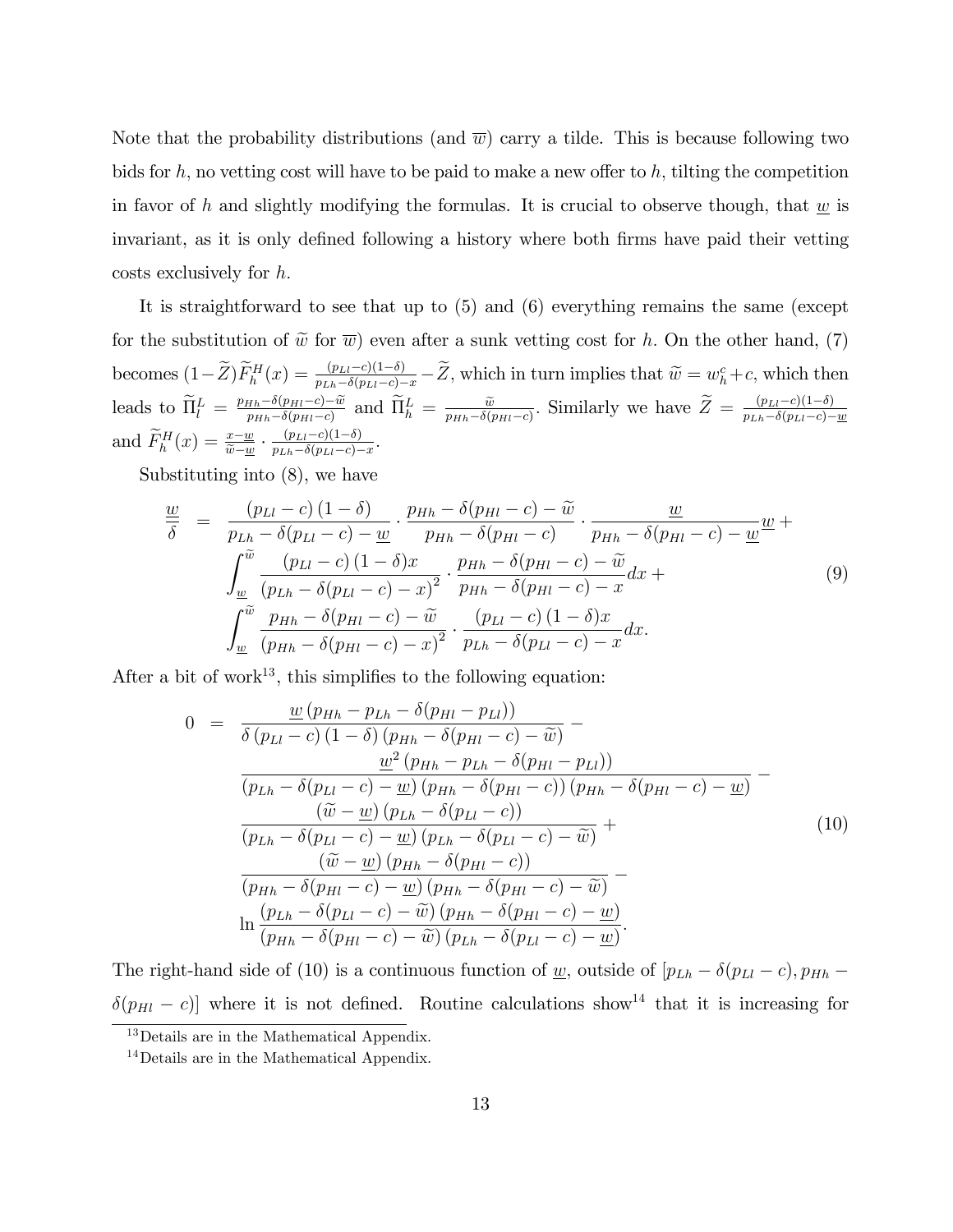Note that the probability distributions (and $\overline{w}$) carry a tilde. This is because following two bids for $h$, no vetting cost will have to be paid to make a new offer to $h$, tilting the competition in favor of $h$ and slightly modifying the formulas. It is crucial to observe though, that $\underline{w}$ is invariant, as it is only defined following a history where both firms have paid their vetting costs exclusively for $h$.

It is straightforward to see that up to (5) and (6) everything remains the same (except for the substitution of $\widetilde{w}$ for $\overline{w}$) even after a sunk vetting cost for $h$. On the other hand, (7) becomes $(1-\widetilde{Z})\widetilde{F}_h^H(x) = \frac{(p_{Ll}-c)(1-\delta)}{p_{Lh}-\delta(p_{Ll}-c)-x} - \widetilde{Z}$, which in turn implies that $\widetilde{w} = w_h^c + c$, which then leads to $\widetilde{\Pi}_l^L = \frac{p_{Hh}-\delta(p_{Hl}-c)-\widetilde{w}}{p_{Hh}-\delta(p_{Hl}-c)}$ and $\widetilde{\Pi}_h^L = \frac{\widetilde{w}}{p_{Hh}-\delta(p_{Hl}-c)}$. Similarly we have $\widetilde{Z} = \frac{(p_{Ll}-c)(1-\delta)}{p_{Lh}-\delta(p_{Ll}-c)-\underline{w}}$ and $\widetilde{F}_h^H(x) = \frac{x-\underline{w}}{\widetilde{w}-\underline{w}} \cdot \frac{(p_{Ll}-c)(1-\delta)}{p_{Lh}-\delta(p_{Ll}-c)-x}$.

Substituting into (8), we have

$$
\begin{aligned}
\frac{\underline{w}}{\delta} \;=\; & \frac{(p_{Ll}-c)(1-\delta)}{p_{Lh}-\delta(p_{Ll}-c)-\underline{w}} \cdot \frac{p_{Hh}-\delta(p_{Hl}-c)-\widetilde{w}}{p_{Hh}-\delta(p_{Hl}-c)} \cdot \frac{\underline{w}}{p_{Hh}-\delta(p_{Hl}-c)-\underline{w}}\underline{w} + \\
& \int_{\underline{w}}^{\widetilde{w}} \frac{(p_{Ll}-c)(1-\delta)x}{(p_{Lh}-\delta(p_{Ll}-c)-x)^2} \cdot \frac{p_{Hh}-\delta(p_{Hl}-c)-\widetilde{w}}{p_{Hh}-\delta(p_{Hl}-c)-x}dx + \\
& \int_{\underline{w}}^{\widetilde{w}} \frac{p_{Hh}-\delta(p_{Hl}-c)-\widetilde{w}}{(p_{Hh}-\delta(p_{Hl}-c)-x)^2} \cdot \frac{(p_{Ll}-c)(1-\delta)x}{p_{Lh}-\delta(p_{Ll}-c)-x}dx.
\end{aligned}
\tag{9}
$$

After a bit of work[13], this simplifies to the following equation:

$$
\begin{aligned}
0 \;=\; & \frac{\underline{w}\left(p_{Hh}-p_{Lh}-\delta(p_{Hl}-p_{Ll})\right)}{\delta(p_{Ll}-c)(1-\delta)(p_{Hh}-\delta(p_{Hl}-c)-\widetilde{w})} - \\
& \frac{\underline{w}^2\left(p_{Hh}-p_{Lh}-\delta(p_{Hl}-p_{Ll})\right)}{(p_{Lh}-\delta(p_{Ll}-c)-\underline{w})(p_{Hh}-\delta(p_{Hl}-c))(p_{Hh}-\delta(p_{Hl}-c)-\underline{w})} - \\
& \frac{(\widetilde{w}-\underline{w})(p_{Lh}-\delta(p_{Ll}-c))}{(p_{Lh}-\delta(p_{Ll}-c)-\underline{w})(p_{Lh}-\delta(p_{Ll}-c)-\widetilde{w})} + \\
& \frac{(\widetilde{w}-\underline{w})(p_{Hh}-\delta(p_{Hl}-c))}{(p_{Hh}-\delta(p_{Hl}-c)-\underline{w})(p_{Hh}-\delta(p_{Hl}-c)-\widetilde{w})} - \\
& \ln\frac{(p_{Lh}-\delta(p_{Ll}-c)-\widetilde{w})(p_{Hh}-\delta(p_{Hl}-c)-\underline{w})}{(p_{Hh}-\delta(p_{Hl}-c)-\widetilde{w})(p_{Lh}-\delta(p_{Ll}-c)-\underline{w})}.
\end{aligned}
\tag{10}
$$

The right-hand side of (10) is a continuous function of $\underline{w}$, outside of $[p_{Lh}-\delta(p_{Ll}-c), p_{Hh}-\delta(p_{Hl}-c)]$ where it is not defined. Routine calculations show[14] that it is increasing for

[13] Details are in the Mathematical Appendix.

[14] Details are in the Mathematical Appendix.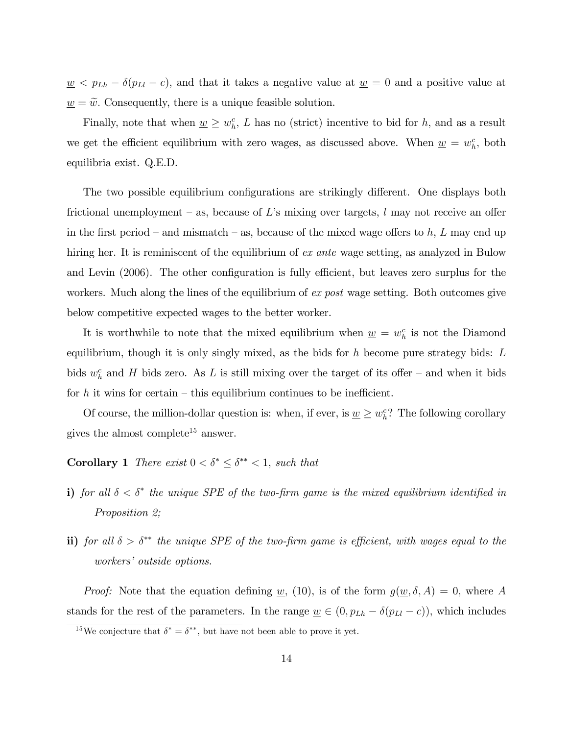$\underline{w} < p_{Lh} - \delta(p_{Ll} - c)$, and that it takes a negative value at $\underline{w} = 0$ and a positive value at $\underline{w} = \widetilde{w}$. Consequently, there is a unique feasible solution.

Finally, note that when $\underline{w} \geq w_h^c$, $L$ has no (strict) incentive to bid for $h$, and as a result we get the efficient equilibrium with zero wages, as discussed above. When $\underline{w} = w_h^c$, both equilibria exist. Q.E.D.

The two possible equilibrium configurations are strikingly different. One displays both frictional unemployment – as, because of $L$'s mixing over targets, $l$ may not receive an offer in the first period – and mismatch – as, because of the mixed wage offers to $h$, $L$ may end up hiring her. It is reminiscent of the equilibrium of *ex ante* wage setting, as analyzed in Bulow and Levin (2006). The other configuration is fully efficient, but leaves zero surplus for the workers. Much along the lines of the equilibrium of *ex post* wage setting. Both outcomes give below competitive expected wages to the better worker.

It is worthwhile to note that the mixed equilibrium when $\underline{w} = w_h^c$ is not the Diamond equilibrium, though it is only singly mixed, as the bids for $h$ become pure strategy bids: $L$ bids $w_h^c$ and $H$ bids zero. As $L$ is still mixing over the target of its offer – and when it bids for $h$ it wins for certain – this equilibrium continues to be inefficient.

Of course, the million-dollar question is: when, if ever, is $\underline{w} \geq w_h^c$? The following corollary gives the almost complete[15] answer.

**Corollary 1** *There exist $0 < \delta^* \leq \delta^{**} < 1$, such that*

**i)** *for all $\delta < \delta^*$ the unique SPE of the two-firm game is the mixed equilibrium identified in Proposition 2;*

**ii)** *for all $\delta > \delta^{**}$ the unique SPE of the two-firm game is efficient, with wages equal to the workers' outside options.*

*Proof:* Note that the equation defining $\underline{w}$, (10), is of the form $g(\underline{w}, \delta, A) = 0$, where $A$ stands for the rest of the parameters. In the range $\underline{w} \in (0, p_{Lh} - \delta(p_{Ll} - c))$, which includes

[15] We conjecture that $\delta^* = \delta^{**}$, but have not been able to prove it yet.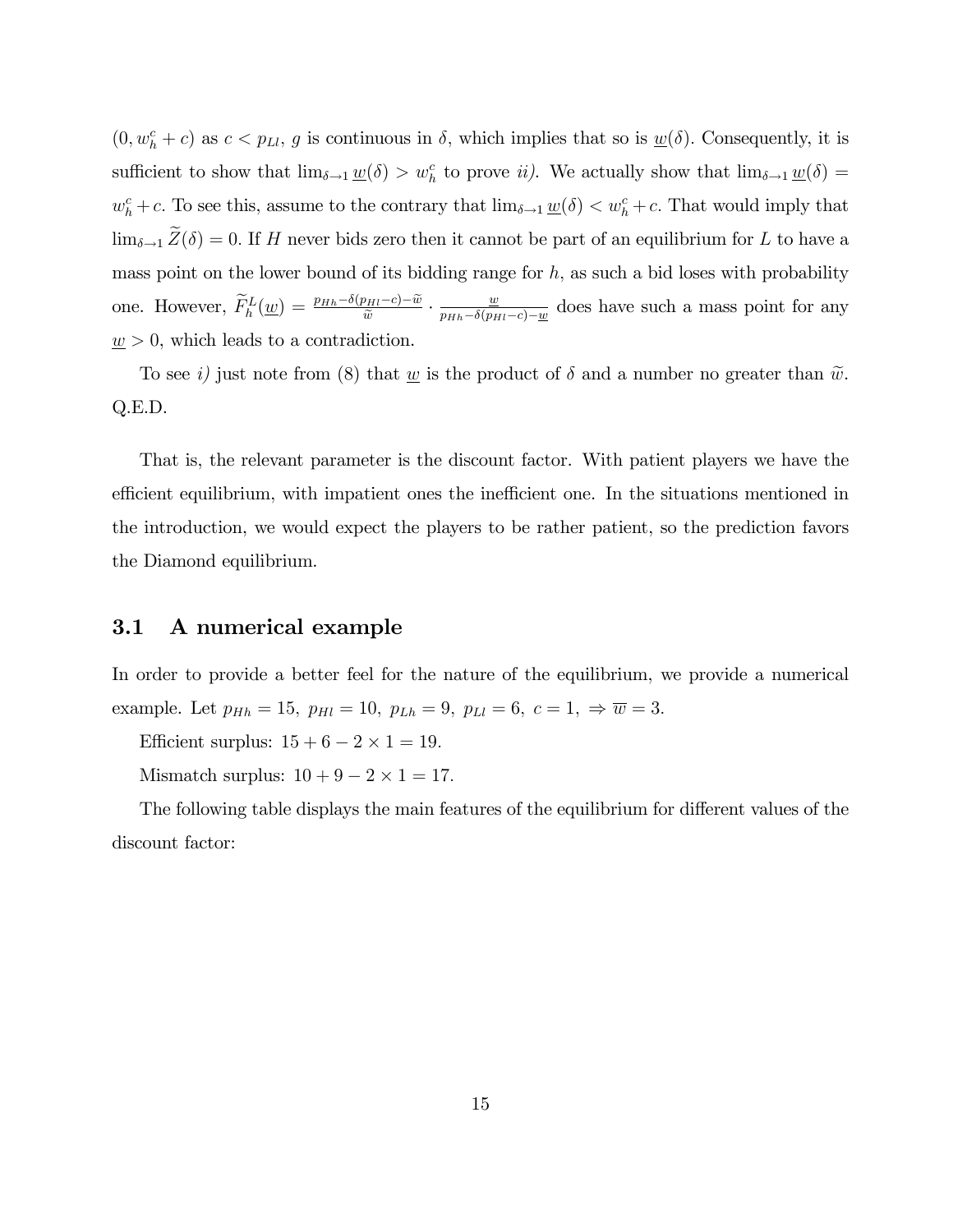$(0, w_h^c + c)$ as $c < p_{Ll}$, $g$ is continuous in $\delta$, which implies that so is $\underline{w}(\delta)$. Consequently, it is sufficient to show that $\lim_{\delta \to 1} \underline{w}(\delta) > w_h^c$ to prove *ii)*. We actually show that $\lim_{\delta \to 1} \underline{w}(\delta) = w_h^c + c$. To see this, assume to the contrary that $\lim_{\delta \to 1} \underline{w}(\delta) < w_h^c + c$. That would imply that $\lim_{\delta \to 1} \widetilde{Z}(\delta) = 0$. If $H$ never bids zero then it cannot be part of an equilibrium for $L$ to have a mass point on the lower bound of its bidding range for $h$, as such a bid loses with probability one. However, $\widetilde{F}_h^L(\underline{w}) = \frac{p_{Hh} - \delta(p_{Hl} - c) - \widetilde{w}}{\widetilde{w}} \cdot \frac{\underline{w}}{p_{Hh} - \delta(p_{Hl} - c) - \underline{w}}$ does have such a mass point for any $\underline{w} > 0$, which leads to a contradiction.

To see *i)* just note from (8) that $\underline{w}$ is the product of $\delta$ and a number no greater than $\widetilde{w}$. Q.E.D.

That is, the relevant parameter is the discount factor. With patient players we have the efficient equilibrium, with impatient ones the inefficient one. In the situations mentioned in the introduction, we would expect the players to be rather patient, so the prediction favors the Diamond equilibrium.

### 3.1 A numerical example

In order to provide a better feel for the nature of the equilibrium, we provide a numerical example. Let $p_{Hh} = 15,\ p_{Hl} = 10,\ p_{Lh} = 9,\ p_{Ll} = 6,\ c = 1,\ \Rightarrow \overline{w} = 3$.

Efficient surplus: $15 + 6 - 2 \times 1 = 19$.

Mismatch surplus: $10 + 9 - 2 \times 1 = 17$.

The following table displays the main features of the equilibrium for different values of the discount factor: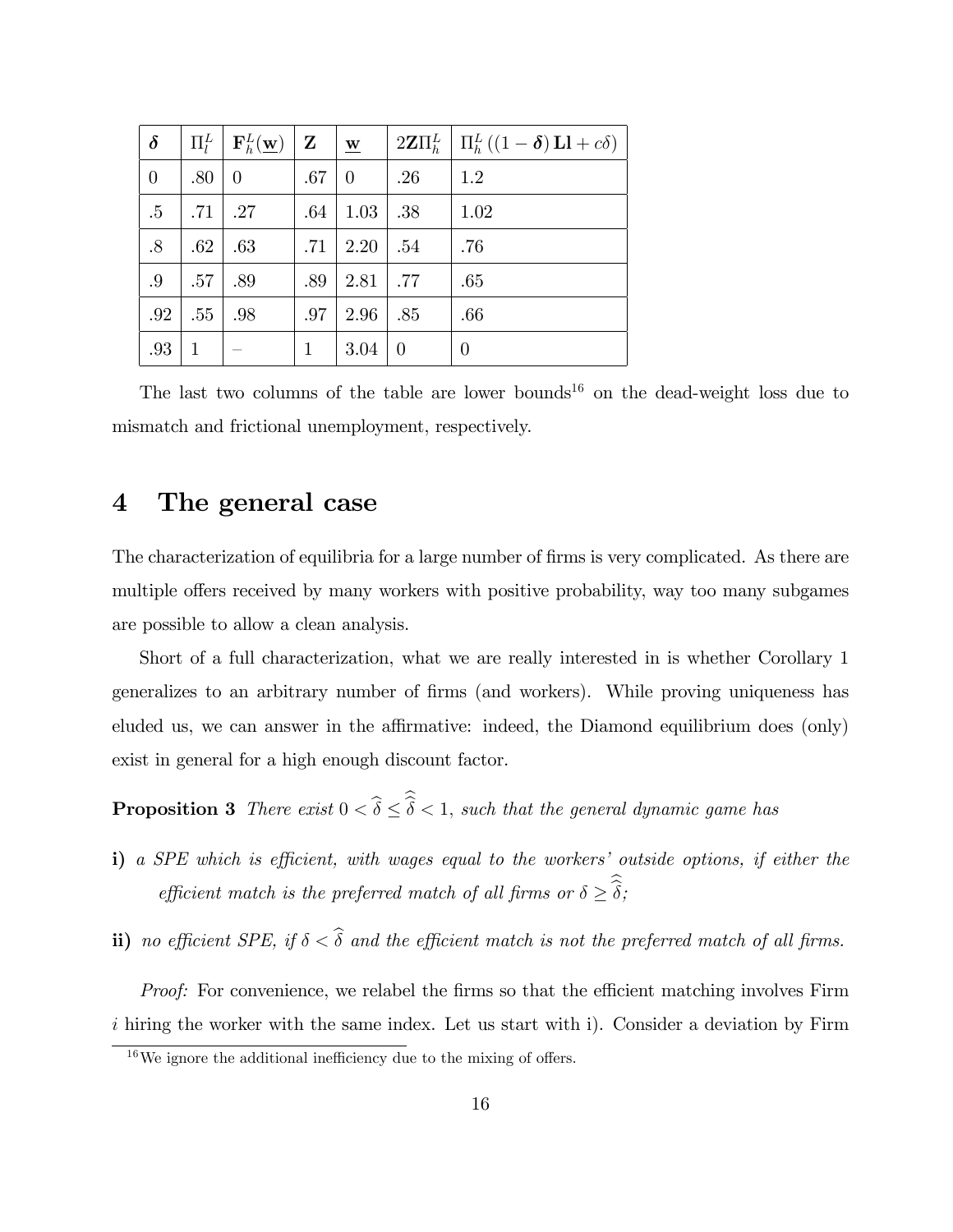| $\boldsymbol{\delta}$ | $\Pi_l^L$ | $\mathbf{F}_h^L(\underline{\mathbf{w}})$ | $\mathbf{Z}$ | $\underline{\mathbf{w}}$ | $2\mathbf{Z}\Pi_h^L$ | $\Pi_h^L\left((1-\boldsymbol{\delta})\,\mathbf{Ll}+c\delta\right)$ |
|---|---|---|---|---|---|---|
| 0 | .80 | 0 | .67 | 0 | .26 | 1.2 |
| .5 | .71 | .27 | .64 | 1.03 | .38 | 1.02 |
| .8 | .62 | .63 | .71 | 2.20 | .54 | .76 |
| .9 | .57 | .89 | .89 | 2.81 | .77 | .65 |
| .92 | .55 | .98 | .97 | 2.96 | .85 | .66 |
| .93 | 1 | – | 1 | 3.04 | 0 | 0 |

The last two columns of the table are lower bounds[16] on the dead-weight loss due to mismatch and frictional unemployment, respectively.

# 4 The general case

The characterization of equilibria for a large number of firms is very complicated. As there are multiple offers received by many workers with positive probability, way too many subgames are possible to allow a clean analysis.

Short of a full characterization, what we are really interested in is whether Corollary 1 generalizes to an arbitrary number of firms (and workers). While proving uniqueness has eluded us, we can answer in the affirmative: indeed, the Diamond equilibrium does (only) exist in general for a high enough discount factor.

**Proposition 3** *There exist $0 < \widehat{\delta} \leq \widehat{\widehat{\delta}} < 1$, such that the general dynamic game has*

**i)** *a SPE which is efficient, with wages equal to the workers' outside options, if either the efficient match is the preferred match of all firms or $\delta \geq \widehat{\widehat{\delta}}$;*

**ii)** *no efficient SPE, if $\delta < \widehat{\delta}$ and the efficient match is not the preferred match of all firms.*

*Proof:* For convenience, we relabel the firms so that the efficient matching involves Firm $i$ hiring the worker with the same index. Let us start with i). Consider a deviation by Firm

[16] We ignore the additional inefficiency due to the mixing of offers.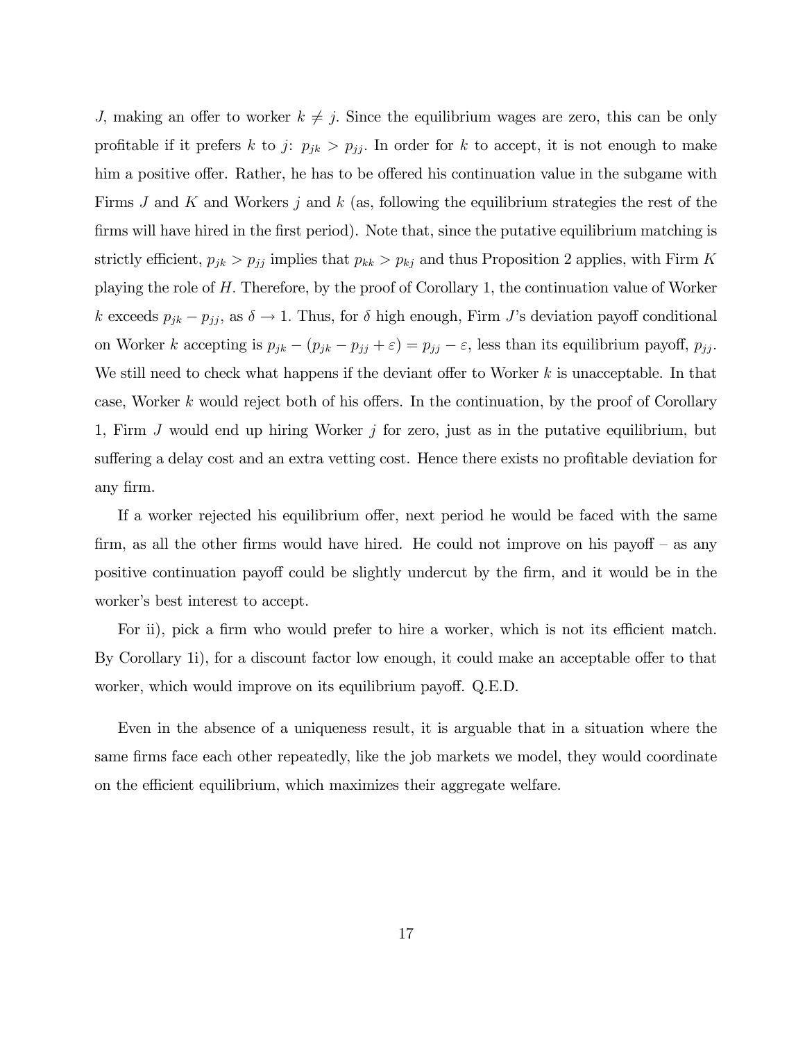$J$, making an offer to worker $k \neq j$. Since the equilibrium wages are zero, this can be only profitable if it prefers $k$ to $j$: $p_{jk} > p_{jj}$. In order for $k$ to accept, it is not enough to make him a positive offer. Rather, he has to be offered his continuation value in the subgame with Firms $J$ and $K$ and Workers $j$ and $k$ (as, following the equilibrium strategies the rest of the firms will have hired in the first period). Note that, since the putative equilibrium matching is strictly efficient, $p_{jk} > p_{jj}$ implies that $p_{kk} > p_{kj}$ and thus Proposition 2 applies, with Firm $K$ playing the role of $H$. Therefore, by the proof of Corollary 1, the continuation value of Worker $k$ exceeds $p_{jk} - p_{jj}$, as $\delta \to 1$. Thus, for $\delta$ high enough, Firm $J$'s deviation payoff conditional on Worker $k$ accepting is $p_{jk} - (p_{jk} - p_{jj} + \varepsilon) = p_{jj} - \varepsilon$, less than its equilibrium payoff, $p_{jj}$. We still need to check what happens if the deviant offer to Worker $k$ is unacceptable. In that case, Worker $k$ would reject both of his offers. In the continuation, by the proof of Corollary 1, Firm $J$ would end up hiring Worker $j$ for zero, just as in the putative equilibrium, but suffering a delay cost and an extra vetting cost. Hence there exists no profitable deviation for any firm.

If a worker rejected his equilibrium offer, next period he would be faced with the same firm, as all the other firms would have hired. He could not improve on his payoff – as any positive continuation payoff could be slightly undercut by the firm, and it would be in the worker's best interest to accept.

For ii), pick a firm who would prefer to hire a worker, which is not its efficient match. By Corollary 1i), for a discount factor low enough, it could make an acceptable offer to that worker, which would improve on its equilibrium payoff. Q.E.D.

Even in the absence of a uniqueness result, it is arguable that in a situation where the same firms face each other repeatedly, like the job markets we model, they would coordinate on the efficient equilibrium, which maximizes their aggregate welfare.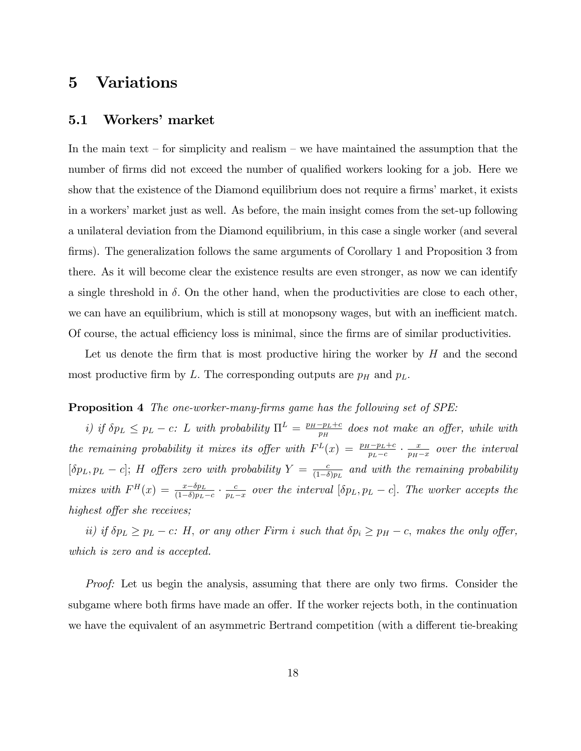## 5 Variations

### 5.1 Workers' market

In the main text – for simplicity and realism – we have maintained the assumption that the number of firms did not exceed the number of qualified workers looking for a job. Here we show that the existence of the Diamond equilibrium does not require a firms' market, it exists in a workers' market just as well. As before, the main insight comes from the set-up following a unilateral deviation from the Diamond equilibrium, in this case a single worker (and several firms). The generalization follows the same arguments of Corollary 1 and Proposition 3 from there. As it will become clear the existence results are even stronger, as now we can identify a single threshold in $\delta$. On the other hand, when the productivities are close to each other, we can have an equilibrium, which is still at monopsony wages, but with an inefficient match. Of course, the actual efficiency loss is minimal, since the firms are of similar productivities.

Let us denote the firm that is most productive hiring the worker by $H$ and the second most productive firm by $L$. The corresponding outputs are $p_H$ and $p_L$.

**Proposition 4** *The one-worker-many-firms game has the following set of SPE:*

*i) if $\delta p_L \leq p_L - c$: $L$ with probability $\Pi^L = \frac{p_H - p_L + c}{p_H}$ does not make an offer, while with the remaining probability it mixes its offer with $F^L(x) = \frac{p_H - p_L + c}{p_L - c} \cdot \frac{x}{p_H - x}$ over the interval $[\delta p_L, p_L - c]$; $H$ offers zero with probability $Y = \frac{c}{(1-\delta)p_L}$ and with the remaining probability mixes with $F^H(x) = \frac{x - \delta p_L}{(1-\delta)p_L - c} \cdot \frac{c}{p_L - x}$ over the interval $[\delta p_L, p_L - c]$. The worker accepts the highest offer she receives;*

*ii) if $\delta p_L \geq p_L - c$: $H$, or any other Firm $i$ such that $\delta p_i \geq p_H - c$, makes the only offer, which is zero and is accepted.*

*Proof:* Let us begin the analysis, assuming that there are only two firms. Consider the subgame where both firms have made an offer. If the worker rejects both, in the continuation we have the equivalent of an asymmetric Bertrand competition (with a different tie-breaking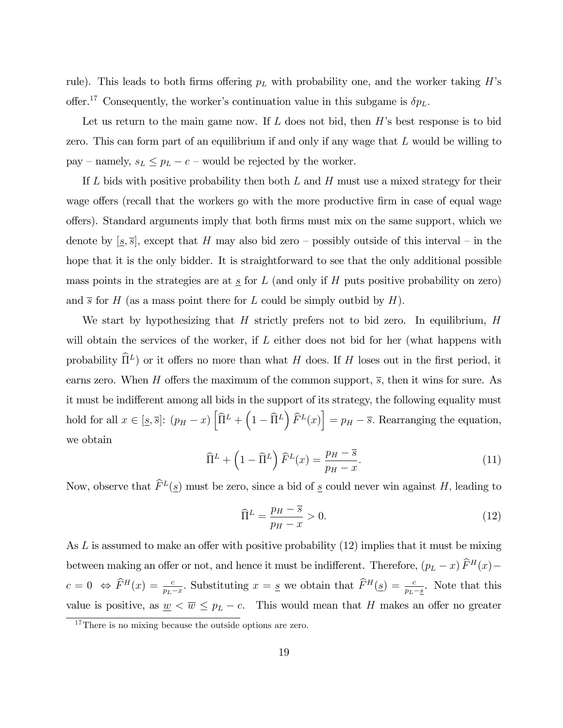rule). This leads to both firms offering $p_L$ with probability one, and the worker taking $H$'s offer.[17] Consequently, the worker's continuation value in this subgame is $\delta p_L$.

Let us return to the main game now. If $L$ does not bid, then $H$'s best response is to bid zero. This can form part of an equilibrium if and only if any wage that $L$ would be willing to pay – namely, $s_L \leq p_L - c$ – would be rejected by the worker.

If $L$ bids with positive probability then both $L$ and $H$ must use a mixed strategy for their wage offers (recall that the workers go with the more productive firm in case of equal wage offers). Standard arguments imply that both firms must mix on the same support, which we denote by $[\underline{s}, \overline{s}]$, except that $H$ may also bid zero – possibly outside of this interval – in the hope that it is the only bidder. It is straightforward to see that the only additional possible mass points in the strategies are at $\underline{s}$ for $L$ (and only if $H$ puts positive probability on zero) and $\overline{s}$ for $H$ (as a mass point there for $L$ could be simply outbid by $H$).

We start by hypothesizing that $H$ strictly prefers not to bid zero. In equilibrium, $H$ will obtain the services of the worker, if $L$ either does not bid for her (what happens with probability $\widehat{\Pi}^L$) or it offers no more than what $H$ does. If $H$ loses out in the first period, it earns zero. When $H$ offers the maximum of the common support, $\overline{s}$, then it wins for sure. As it must be indifferent among all bids in the support of its strategy, the following equality must hold for all $x \in [\underline{s}, \overline{s}]$: $(p_H - x)\left[\widehat{\Pi}^L + \left(1 - \widehat{\Pi}^L\right)\widehat{F}^L(x)\right] = p_H - \overline{s}$. Rearranging the equation, we obtain

$$\widehat{\Pi}^L + \left(1 - \widehat{\Pi}^L\right)\widehat{F}^L(x) = \frac{p_H - \overline{s}}{p_H - x}. \tag{11}$$

Now, observe that $\widehat{F}^L(\underline{s})$ must be zero, since a bid of $\underline{s}$ could never win against $H$, leading to

$$\widehat{\Pi}^L = \frac{p_H - \overline{s}}{p_H - x} > 0. \tag{12}$$

As $L$ is assumed to make an offer with positive probability (12) implies that it must be mixing between making an offer or not, and hence it must be indifferent. Therefore, $(p_L - x)\widehat{F}^H(x) - c = 0 \Leftrightarrow \widehat{F}^H(x) = \frac{c}{p_L - x}$. Substituting $x = \underline{s}$ we obtain that $\widehat{F}^H(\underline{s}) = \frac{c}{p_L - \underline{s}}$. Note that this value is positive, as $\underline{w} < \overline{w} \leq p_L - c$. This would mean that $H$ makes an offer no greater

[17] There is no mixing because the outside options are zero.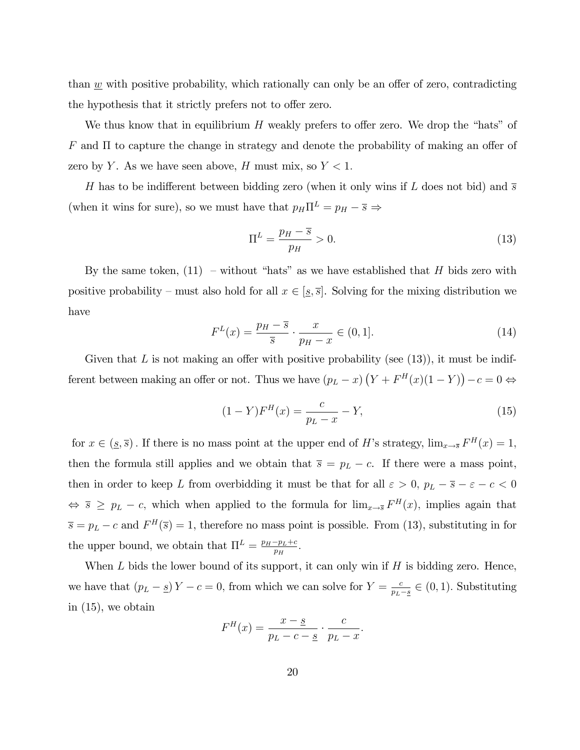than $\underline{w}$ with positive probability, which rationally can only be an offer of zero, contradicting the hypothesis that it strictly prefers not to offer zero.

We thus know that in equilibrium $H$ weakly prefers to offer zero. We drop the "hats" of $F$ and $\Pi$ to capture the change in strategy and denote the probability of making an offer of zero by $Y$. As we have seen above, $H$ must mix, so $Y < 1$.

$H$ has to be indifferent between bidding zero (when it only wins if $L$ does not bid) and $\overline{s}$ (when it wins for sure), so we must have that $p_H \Pi^L = p_H - \overline{s} \Rightarrow$

$$\Pi^L = \frac{p_H - \overline{s}}{p_H} > 0. \tag{13}$$

By the same token, (11) – without "hats" as we have established that $H$ bids zero with positive probability – must also hold for all $x \in [\underline{s}, \overline{s}]$. Solving for the mixing distribution we have

$$F^L(x) = \frac{p_H - \overline{s}}{\overline{s}} \cdot \frac{x}{p_H - x} \in (0, 1]. \tag{14}$$

Given that $L$ is not making an offer with positive probability (see (13)), it must be indifferent between making an offer or not. Thus we have $(p_L - x)\left(Y + F^H(x)(1-Y)\right) - c = 0 \Leftrightarrow$

$$(1 - Y)F^H(x) = \frac{c}{p_L - x} - Y, \tag{15}$$

for $x \in (\underline{s}, \overline{s})$. If there is no mass point at the upper end of $H$'s strategy, $\lim_{x \to \overline{s}} F^H(x) = 1$, then the formula still applies and we obtain that $\overline{s} = p_L - c$. If there were a mass point, then in order to keep $L$ from overbidding it must be that for all $\varepsilon > 0$, $p_L - \overline{s} - \varepsilon - c < 0$ $\Leftrightarrow$ $\overline{s} \geq p_L - c$, which when applied to the formula for $\lim_{x \to \overline{s}} F^H(x)$, implies again that $\overline{s} = p_L - c$ and $F^H(\overline{s}) = 1$, therefore no mass point is possible. From (13), substituting in for the upper bound, we obtain that $\Pi^L = \frac{p_H - p_L + c}{p_H}$.

When $L$ bids the lower bound of its support, it can only win if $H$ is bidding zero. Hence, we have that $(p_L - \underline{s})Y - c = 0$, from which we can solve for $Y = \frac{c}{p_L - \underline{s}} \in (0, 1)$. Substituting in (15), we obtain

$$F^H(x) = \frac{x - \underline{s}}{p_L - c - \underline{s}} \cdot \frac{c}{p_L - x}.$$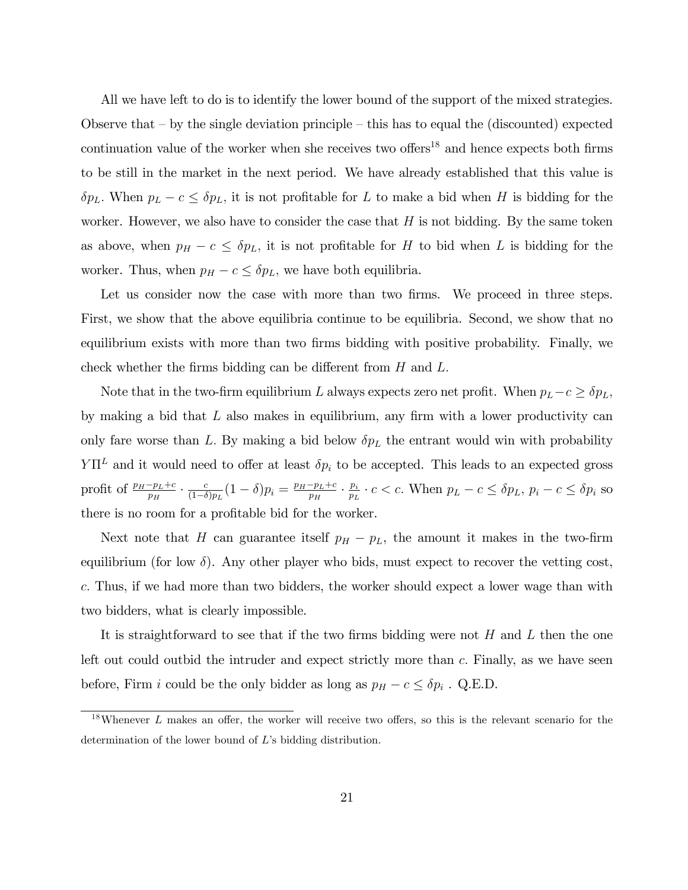All we have left to do is to identify the lower bound of the support of the mixed strategies. Observe that – by the single deviation principle – this has to equal the (discounted) expected continuation value of the worker when she receives two offers[18] and hence expects both firms to be still in the market in the next period. We have already established that this value is $\delta p_L$. When $p_L - c \leq \delta p_L$, it is not profitable for $L$ to make a bid when $H$ is bidding for the worker. However, we also have to consider the case that $H$ is not bidding. By the same token as above, when $p_H - c \leq \delta p_L$, it is not profitable for $H$ to bid when $L$ is bidding for the worker. Thus, when $p_H - c \leq \delta p_L$, we have both equilibria.

Let us consider now the case with more than two firms. We proceed in three steps. First, we show that the above equilibria continue to be equilibria. Second, we show that no equilibrium exists with more than two firms bidding with positive probability. Finally, we check whether the firms bidding can be different from $H$ and $L$.

Note that in the two-firm equilibrium $L$ always expects zero net profit. When $p_L - c \geq \delta p_L$, by making a bid that $L$ also makes in equilibrium, any firm with a lower productivity can only fare worse than $L$. By making a bid below $\delta p_L$ the entrant would win with probability $Y\Pi^L$ and it would need to offer at least $\delta p_i$ to be accepted. This leads to an expected gross profit of $\frac{p_H - p_L + c}{p_H} \cdot \frac{c}{(1-\delta)p_L}(1-\delta)p_i = \frac{p_H - p_L + c}{p_H} \cdot \frac{p_i}{p_L} \cdot c < c$. When $p_L - c \leq \delta p_L$, $p_i - c \leq \delta p_i$ so there is no room for a profitable bid for the worker.

Next note that $H$ can guarantee itself $p_H - p_L$, the amount it makes in the two-firm equilibrium (for low $\delta$). Any other player who bids, must expect to recover the vetting cost, $c$. Thus, if we had more than two bidders, the worker should expect a lower wage than with two bidders, what is clearly impossible.

It is straightforward to see that if the two firms bidding were not $H$ and $L$ then the one left out could outbid the intruder and expect strictly more than $c$. Finally, as we have seen before, Firm $i$ could be the only bidder as long as $p_H - c \leq \delta p_i$ . Q.E.D.

[18] Whenever $L$ makes an offer, the worker will receive two offers, so this is the relevant scenario for the determination of the lower bound of $L$'s bidding distribution.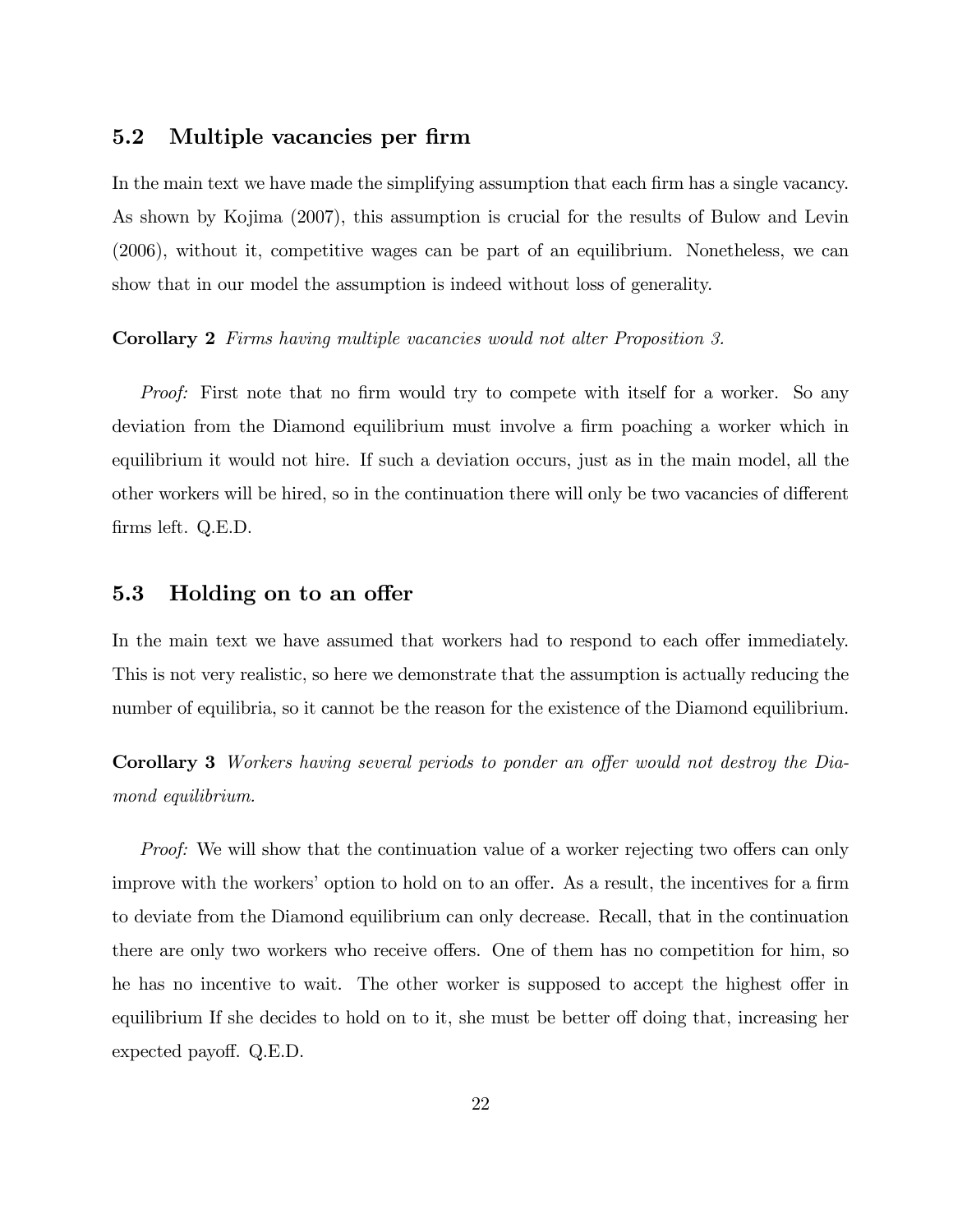## 5.2 Multiple vacancies per firm

In the main text we have made the simplifying assumption that each firm has a single vacancy. As shown by Kojima (2007), this assumption is crucial for the results of Bulow and Levin (2006), without it, competitive wages can be part of an equilibrium. Nonetheless, we can show that in our model the assumption is indeed without loss of generality.

**Corollary 2** *Firms having multiple vacancies would not alter Proposition 3.*

*Proof:* First note that no firm would try to compete with itself for a worker. So any deviation from the Diamond equilibrium must involve a firm poaching a worker which in equilibrium it would not hire. If such a deviation occurs, just as in the main model, all the other workers will be hired, so in the continuation there will only be two vacancies of different firms left. Q.E.D.

## 5.3 Holding on to an offer

In the main text we have assumed that workers had to respond to each offer immediately. This is not very realistic, so here we demonstrate that the assumption is actually reducing the number of equilibria, so it cannot be the reason for the existence of the Diamond equilibrium.

**Corollary 3** *Workers having several periods to ponder an offer would not destroy the Diamond equilibrium.*

*Proof:* We will show that the continuation value of a worker rejecting two offers can only improve with the workers' option to hold on to an offer. As a result, the incentives for a firm to deviate from the Diamond equilibrium can only decrease. Recall, that in the continuation there are only two workers who receive offers. One of them has no competition for him, so he has no incentive to wait. The other worker is supposed to accept the highest offer in equilibrium If she decides to hold on to it, she must be better off doing that, increasing her expected payoff. Q.E.D.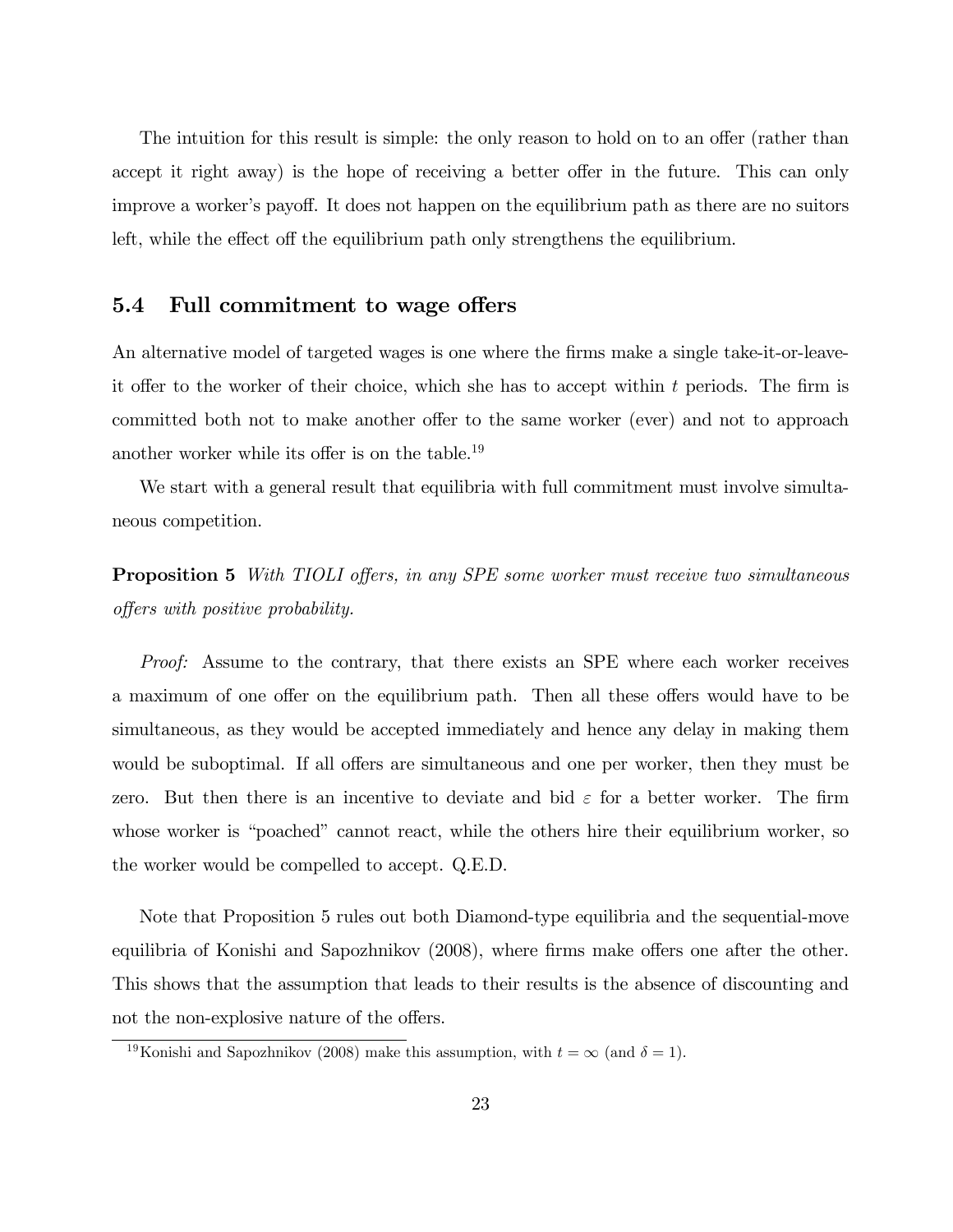The intuition for this result is simple: the only reason to hold on to an offer (rather than accept it right away) is the hope of receiving a better offer in the future. This can only improve a worker's payoff. It does not happen on the equilibrium path as there are no suitors left, while the effect off the equilibrium path only strengthens the equilibrium.

## 5.4 Full commitment to wage offers

An alternative model of targeted wages is one where the firms make a single take-it-or-leave-it offer to the worker of their choice, which she has to accept within $t$ periods. The firm is committed both not to make another offer to the same worker (ever) and not to approach another worker while its offer is on the table.[19]

We start with a general result that equilibria with full commitment must involve simultaneous competition.

**Proposition 5** *With TIOLI offers, in any SPE some worker must receive two simultaneous offers with positive probability.*

*Proof:* Assume to the contrary, that there exists an SPE where each worker receives a maximum of one offer on the equilibrium path. Then all these offers would have to be simultaneous, as they would be accepted immediately and hence any delay in making them would be suboptimal. If all offers are simultaneous and one per worker, then they must be zero. But then there is an incentive to deviate and bid $\varepsilon$ for a better worker. The firm whose worker is "poached" cannot react, while the others hire their equilibrium worker, so the worker would be compelled to accept. Q.E.D.

Note that Proposition 5 rules out both Diamond-type equilibria and the sequential-move equilibria of Konishi and Sapozhnikov (2008), where firms make offers one after the other. This shows that the assumption that leads to their results is the absence of discounting and not the non-explosive nature of the offers.

[19] Konishi and Sapozhnikov (2008) make this assumption, with $t = \infty$ (and $\delta = 1$).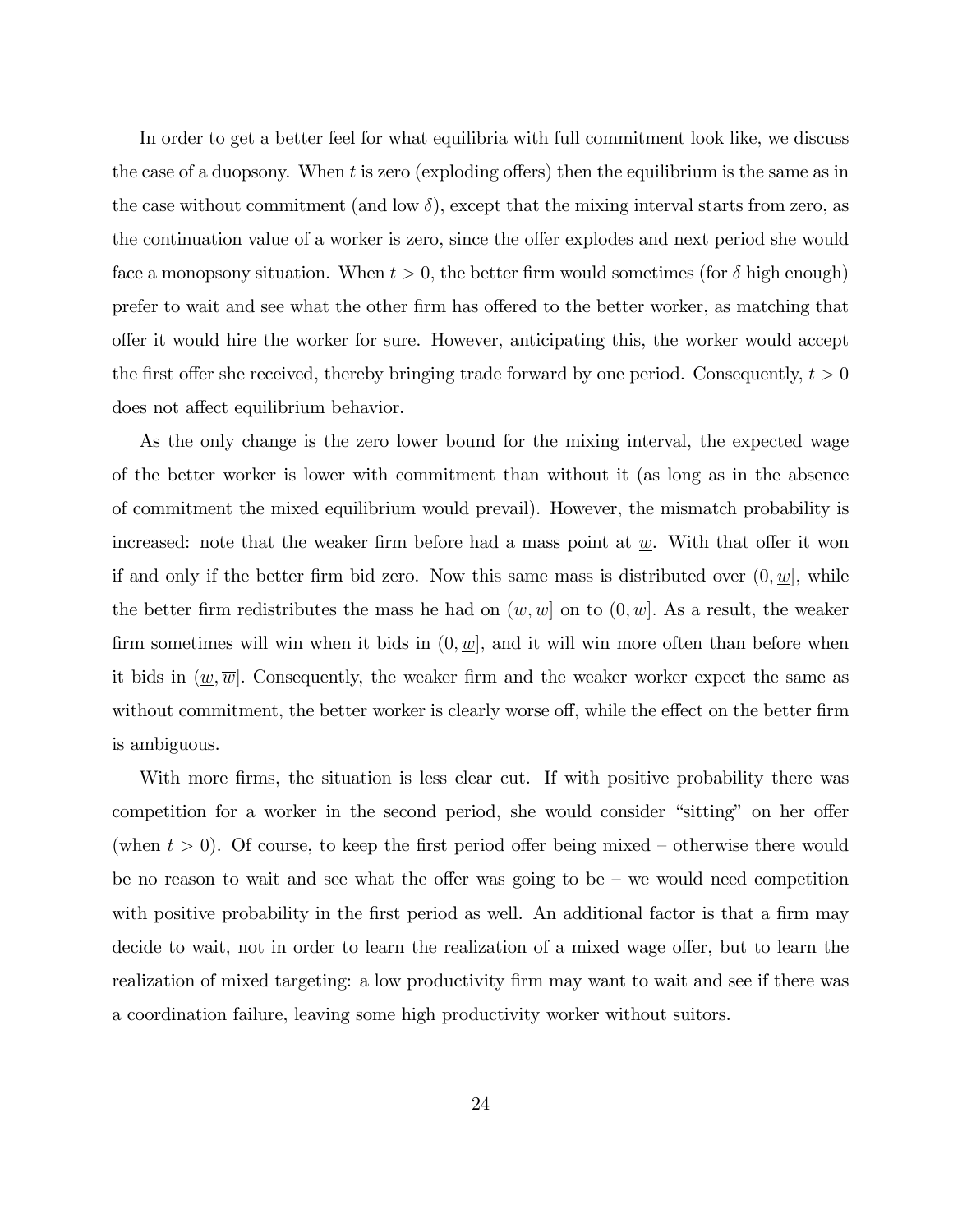In order to get a better feel for what equilibria with full commitment look like, we discuss the case of a duopsony. When $t$ is zero (exploding offers) then the equilibrium is the same as in the case without commitment (and low $\delta$), except that the mixing interval starts from zero, as the continuation value of a worker is zero, since the offer explodes and next period she would face a monopsony situation. When $t > 0$, the better firm would sometimes (for $\delta$ high enough) prefer to wait and see what the other firm has offered to the better worker, as matching that offer it would hire the worker for sure. However, anticipating this, the worker would accept the first offer she received, thereby bringing trade forward by one period. Consequently, $t > 0$ does not affect equilibrium behavior.

As the only change is the zero lower bound for the mixing interval, the expected wage of the better worker is lower with commitment than without it (as long as in the absence of commitment the mixed equilibrium would prevail). However, the mismatch probability is increased: note that the weaker firm before had a mass point at $\underline{w}$. With that offer it won if and only if the better firm bid zero. Now this same mass is distributed over $(0, \underline{w}]$, while the better firm redistributes the mass he had on $(\underline{w}, \overline{w}]$ on to $(0, \overline{w}]$. As a result, the weaker firm sometimes will win when it bids in $(0, \underline{w}]$, and it will win more often than before when it bids in $(\underline{w}, \overline{w}]$. Consequently, the weaker firm and the weaker worker expect the same as without commitment, the better worker is clearly worse off, while the effect on the better firm is ambiguous.

With more firms, the situation is less clear cut. If with positive probability there was competition for a worker in the second period, she would consider "sitting" on her offer (when $t > 0$). Of course, to keep the first period offer being mixed – otherwise there would be no reason to wait and see what the offer was going to be – we would need competition with positive probability in the first period as well. An additional factor is that a firm may decide to wait, not in order to learn the realization of a mixed wage offer, but to learn the realization of mixed targeting: a low productivity firm may want to wait and see if there was a coordination failure, leaving some high productivity worker without suitors.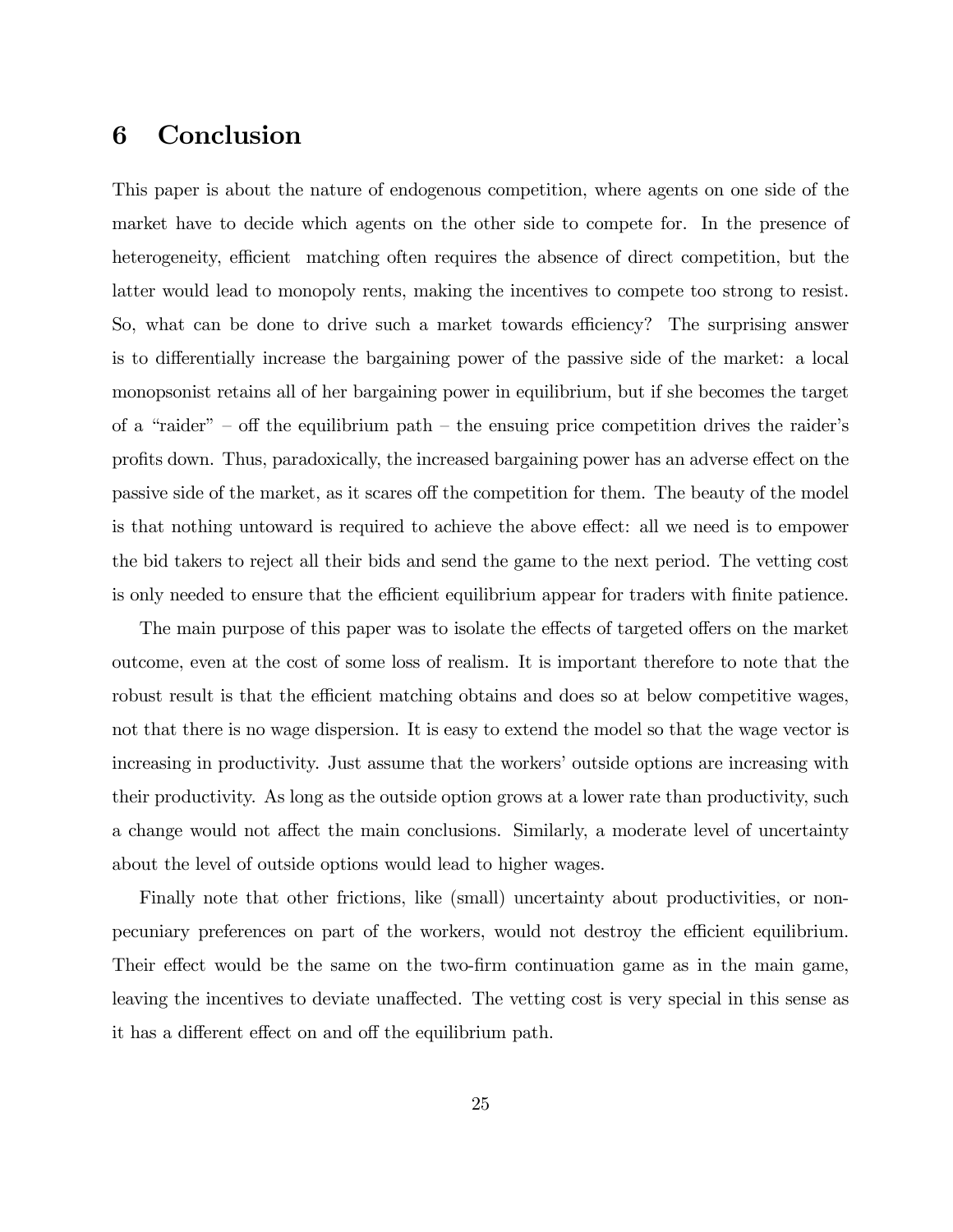# 6 Conclusion

This paper is about the nature of endogenous competition, where agents on one side of the market have to decide which agents on the other side to compete for. In the presence of heterogeneity, efficient matching often requires the absence of direct competition, but the latter would lead to monopoly rents, making the incentives to compete too strong to resist. So, what can be done to drive such a market towards efficiency? The surprising answer is to differentially increase the bargaining power of the passive side of the market: a local monopsonist retains all of her bargaining power in equilibrium, but if she becomes the target of a "raider" – off the equilibrium path – the ensuing price competition drives the raider's profits down. Thus, paradoxically, the increased bargaining power has an adverse effect on the passive side of the market, as it scares off the competition for them. The beauty of the model is that nothing untoward is required to achieve the above effect: all we need is to empower the bid takers to reject all their bids and send the game to the next period. The vetting cost is only needed to ensure that the efficient equilibrium appear for traders with finite patience.

The main purpose of this paper was to isolate the effects of targeted offers on the market outcome, even at the cost of some loss of realism. It is important therefore to note that the robust result is that the efficient matching obtains and does so at below competitive wages, not that there is no wage dispersion. It is easy to extend the model so that the wage vector is increasing in productivity. Just assume that the workers' outside options are increasing with their productivity. As long as the outside option grows at a lower rate than productivity, such a change would not affect the main conclusions. Similarly, a moderate level of uncertainty about the level of outside options would lead to higher wages.

Finally note that other frictions, like (small) uncertainty about productivities, or non-pecuniary preferences on part of the workers, would not destroy the efficient equilibrium. Their effect would be the same on the two-firm continuation game as in the main game, leaving the incentives to deviate unaffected. The vetting cost is very special in this sense as it has a different effect on and off the equilibrium path.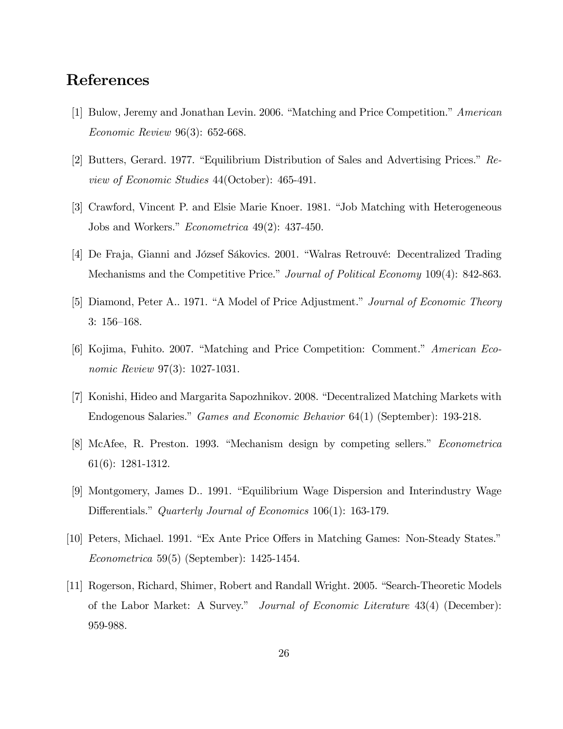# References

[1] Bulow, Jeremy and Jonathan Levin. 2006. "Matching and Price Competition." *American Economic Review* 96(3): 652-668.

[2] Butters, Gerard. 1977. "Equilibrium Distribution of Sales and Advertising Prices." *Review of Economic Studies* 44(October): 465-491.

[3] Crawford, Vincent P. and Elsie Marie Knoer. 1981. "Job Matching with Heterogeneous Jobs and Workers." *Econometrica* 49(2): 437-450.

[4] De Fraja, Gianni and József Sákovics. 2001. "Walras Retrouvé: Decentralized Trading Mechanisms and the Competitive Price." *Journal of Political Economy* 109(4): 842-863.

[5] Diamond, Peter A.. 1971. "A Model of Price Adjustment." *Journal of Economic Theory* 3: 156–168.

[6] Kojima, Fuhito. 2007. "Matching and Price Competition: Comment." *American Economic Review* 97(3): 1027-1031.

[7] Konishi, Hideo and Margarita Sapozhnikov. 2008. "Decentralized Matching Markets with Endogenous Salaries." *Games and Economic Behavior* 64(1) (September): 193-218.

[8] McAfee, R. Preston. 1993. "Mechanism design by competing sellers." *Econometrica* 61(6): 1281-1312.

[9] Montgomery, James D.. 1991. "Equilibrium Wage Dispersion and Interindustry Wage Differentials." *Quarterly Journal of Economics* 106(1): 163-179.

[10] Peters, Michael. 1991. "Ex Ante Price Offers in Matching Games: Non-Steady States." *Econometrica* 59(5) (September): 1425-1454.

[11] Rogerson, Richard, Shimer, Robert and Randall Wright. 2005. "Search-Theoretic Models of the Labor Market: A Survey." *Journal of Economic Literature* 43(4) (December): 959-988.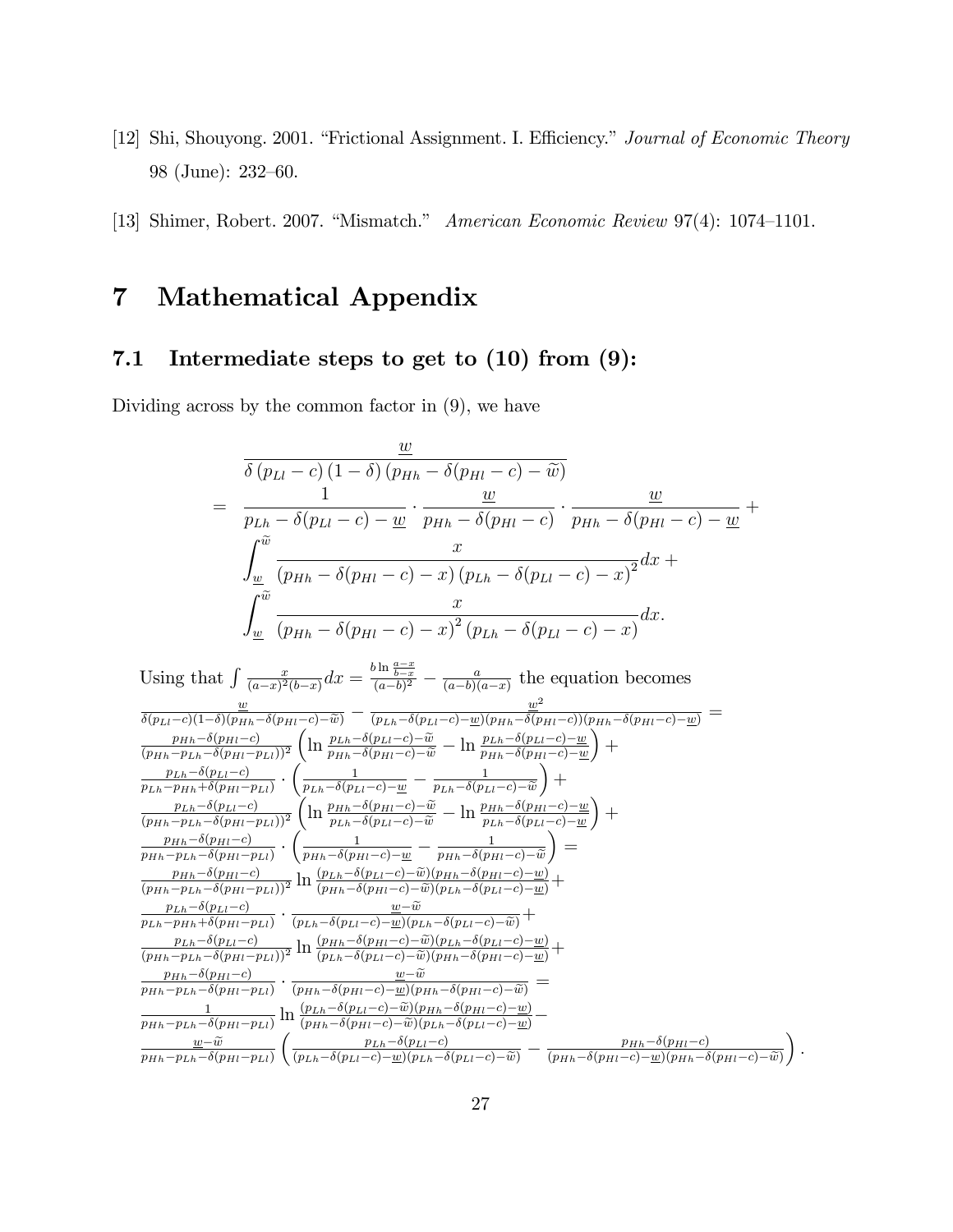[12] Shi, Shouyong. 2001. "Frictional Assignment. I. Efficiency." *Journal of Economic Theory* 98 (June): 232–60.

[13] Shimer, Robert. 2007. "Mismatch." *American Economic Review* 97(4): 1074–1101.

# 7 Mathematical Appendix

## 7.1 Intermediate steps to get to (10) from (9):

Dividing across by the common factor in (9), we have

$$
\begin{aligned}
& \frac{\underline{w}}{\delta\left(p_{Ll}-c\right)(1-\delta)\left(p_{Hh}-\delta(p_{Hl}-c)-\widetilde{w}\right)} \\
= \; & \frac{1}{p_{Lh}-\delta(p_{Ll}-c)-\underline{w}} \cdot \frac{\underline{w}}{p_{Hh}-\delta(p_{Hl}-c)} \cdot \frac{\underline{w}}{p_{Hh}-\delta(p_{Hl}-c)-\underline{w}} + \\
& \int_{\underline{w}}^{\widetilde{w}} \frac{x}{\left(p_{Hh}-\delta(p_{Hl}-c)-x\right)\left(p_{Lh}-\delta(p_{Ll}-c)-x\right)^2} dx + \\
& \int_{\underline{w}}^{\widetilde{w}} \frac{x}{\left(p_{Hh}-\delta(p_{Hl}-c)-x\right)^2\left(p_{Lh}-\delta(p_{Ll}-c)-x\right)} dx.
\end{aligned}
$$

Using that $\int \frac{x}{(a-x)^2(b-x)}dx = \frac{b\ln\frac{a-x}{b-x}}{(a-b)^2} - \frac{a}{(a-b)(a-x)}$ the equation becomes

$$
\begin{aligned}
& \frac{\underline{w}}{\delta(p_{Ll}-c)(1-\delta)(p_{Hh}-\delta(p_{Hl}-c)-\widetilde{w})} - \frac{\underline{w}^2}{(p_{Lh}-\delta(p_{Ll}-c)-\underline{w})(p_{Hh}-\delta(p_{Hl}-c))(p_{Hh}-\delta(p_{Hl}-c)-\underline{w})} = \\
& \frac{p_{Hh}-\delta(p_{Hl}-c)}{(p_{Hh}-p_{Lh}-\delta(p_{Hl}-p_{Ll}))^2}\left(\ln\frac{p_{Lh}-\delta(p_{Ll}-c)-\widetilde{w}}{p_{Hh}-\delta(p_{Hl}-c)-\widetilde{w}} - \ln\frac{p_{Lh}-\delta(p_{Ll}-c)-\underline{w}}{p_{Hh}-\delta(p_{Hl}-c)-\underline{w}}\right) + \\
& \frac{p_{Lh}-\delta(p_{Ll}-c)}{p_{Lh}-p_{Hh}+\delta(p_{Hl}-p_{Ll})} \cdot \left(\frac{1}{p_{Lh}-\delta(p_{Ll}-c)-\underline{w}} - \frac{1}{p_{Lh}-\delta(p_{Ll}-c)-\widetilde{w}}\right) + \\
& \frac{p_{Lh}-\delta(p_{Ll}-c)}{(p_{Hh}-p_{Lh}-\delta(p_{Hl}-p_{Ll}))^2}\left(\ln\frac{p_{Hh}-\delta(p_{Hl}-c)-\widetilde{w}}{p_{Lh}-\delta(p_{Ll}-c)-\widetilde{w}} - \ln\frac{p_{Hh}-\delta(p_{Hl}-c)-\underline{w}}{p_{Lh}-\delta(p_{Ll}-c)-\underline{w}}\right) + \\
& \frac{p_{Hh}-\delta(p_{Hl}-c)}{p_{Hh}-p_{Lh}-\delta(p_{Hl}-p_{Ll})} \cdot \left(\frac{1}{p_{Hh}-\delta(p_{Hl}-c)-\underline{w}} - \frac{1}{p_{Hh}-\delta(p_{Hl}-c)-\widetilde{w}}\right) = \\
& \frac{p_{Hh}-\delta(p_{Hl}-c)}{(p_{Hh}-p_{Lh}-\delta(p_{Hl}-p_{Ll}))^2}\ln\frac{(p_{Lh}-\delta(p_{Ll}-c)-\widetilde{w})(p_{Hh}-\delta(p_{Hl}-c)-\underline{w})}{(p_{Hh}-\delta(p_{Hl}-c)-\widetilde{w})(p_{Lh}-\delta(p_{Ll}-c)-\underline{w})} + \\
& \frac{p_{Lh}-\delta(p_{Ll}-c)}{p_{Lh}-p_{Hh}+\delta(p_{Hl}-p_{Ll})} \cdot \frac{\underline{w}-\widetilde{w}}{(p_{Lh}-\delta(p_{Ll}-c)-\underline{w})(p_{Lh}-\delta(p_{Ll}-c)-\widetilde{w})} + \\
& \frac{p_{Lh}-\delta(p_{Ll}-c)}{(p_{Hh}-p_{Lh}-\delta(p_{Hl}-p_{Ll}))^2}\ln\frac{(p_{Hh}-\delta(p_{Hl}-c)-\widetilde{w})(p_{Lh}-\delta(p_{Ll}-c)-\underline{w})}{(p_{Lh}-\delta(p_{Ll}-c)-\widetilde{w})(p_{Hh}-\delta(p_{Hl}-c)-\underline{w})} + \\
& \frac{p_{Hh}-\delta(p_{Hl}-c)}{p_{Hh}-p_{Lh}-\delta(p_{Hl}-p_{Ll})} \cdot \frac{\underline{w}-\widetilde{w}}{(p_{Hh}-\delta(p_{Hl}-c)-\underline{w})(p_{Hh}-\delta(p_{Hl}-c)-\widetilde{w})} = \\
& \frac{1}{p_{Hh}-p_{Lh}-\delta(p_{Hl}-p_{Ll})}\ln\frac{(p_{Lh}-\delta(p_{Ll}-c)-\widetilde{w})(p_{Hh}-\delta(p_{Hl}-c)-\underline{w})}{(p_{Hh}-\delta(p_{Hl}-c)-\widetilde{w})(p_{Lh}-\delta(p_{Ll}-c)-\underline{w})} - \\
& \frac{\underline{w}-\widetilde{w}}{p_{Hh}-p_{Lh}-\delta(p_{Hl}-p_{Ll})}\left(\frac{p_{Lh}-\delta(p_{Ll}-c)}{(p_{Lh}-\delta(p_{Ll}-c)-\underline{w})(p_{Lh}-\delta(p_{Ll}-c)-\widetilde{w})} - \frac{p_{Hh}-\delta(p_{Hl}-c)}{(p_{Hh}-\delta(p_{Hl}-c)-\underline{w})(p_{Hh}-\delta(p_{Hl}-c)-\widetilde{w})}\right).
\end{aligned}
$$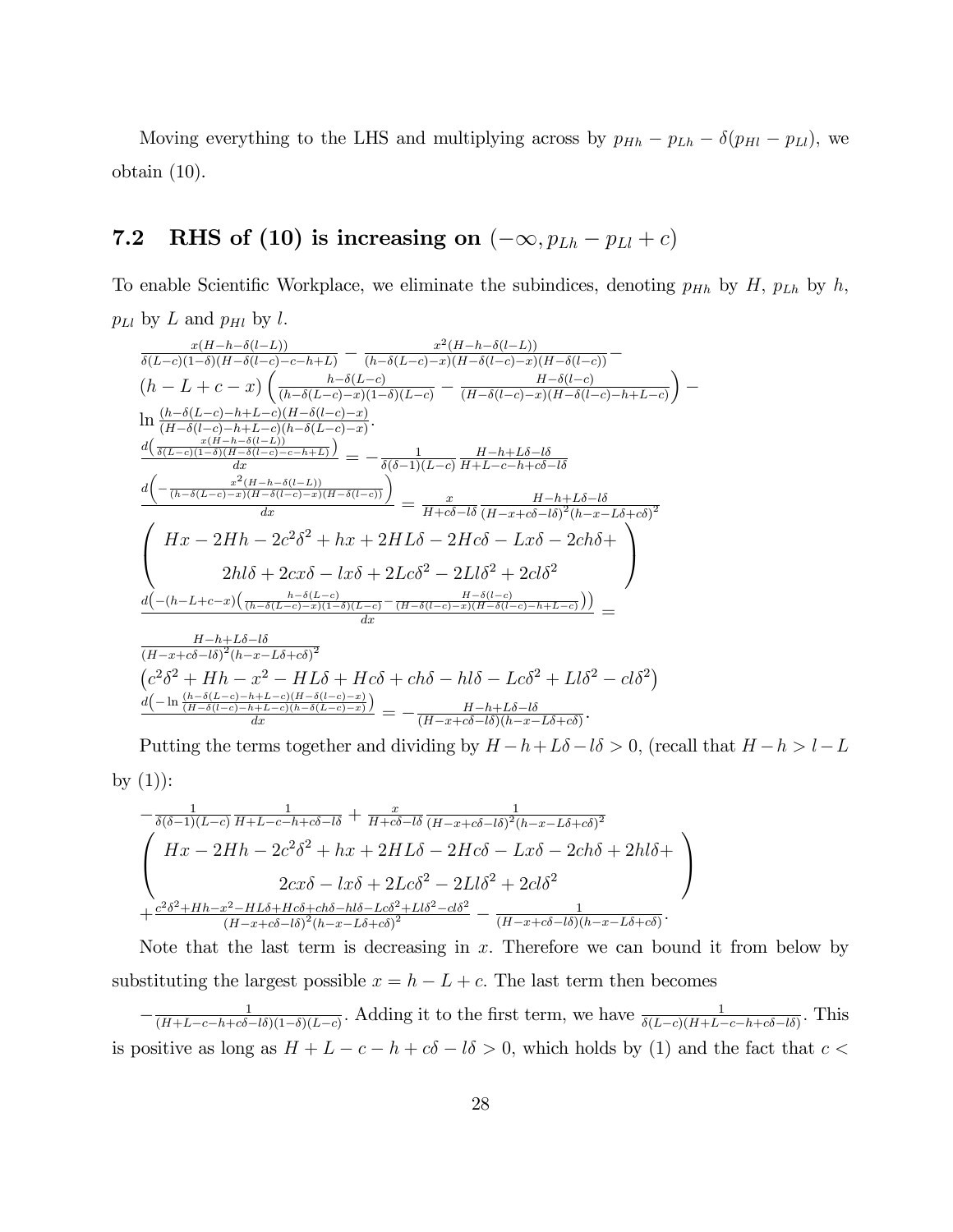Moving everything to the LHS and multiplying across by $p_{Hh} - p_{Lh} - \delta(p_{Hl} - p_{Ll})$, we obtain (10).

## 7.2 RHS of (10) is increasing on $(-\infty, p_{Lh} - p_{Ll} + c)$

To enable Scientific Workplace, we eliminate the subindices, denoting $p_{Hh}$ by $H$, $p_{Lh}$ by $h$, $p_{Ll}$ by $L$ and $p_{Hl}$ by $l$.

$$\frac{x(H-h-\delta(l-L))}{\delta(L-c)(1-\delta)(H-\delta(l-c)-c-h+L)} - \frac{x^2(H-h-\delta(l-L))}{(h-\delta(L-c)-x)(H-\delta(l-c)-x)(H-\delta(l-c))} -$$
$$(h-L+c-x)\left(\frac{h-\delta(L-c)}{(h-\delta(L-c)-x)(1-\delta)(L-c)} - \frac{H-\delta(l-c)}{(H-\delta(l-c)-x)(H-\delta(l-c)-h+L-c)}\right) -$$
$$\ln\frac{(h-\delta(L-c)-h+L-c)(H-\delta(l-c)-x)}{(H-\delta(l-c)-h+L-c)(h-\delta(L-c)-x)}.$$

$$\frac{d\left(\frac{x(H-h-\delta(l-L))}{\delta(L-c)(1-\delta)(H-\delta(l-c)-c-h+L)}\right)}{dx} = -\frac{1}{\delta(\delta-1)(L-c)}\frac{H-h+L\delta-l\delta}{H+L-c-h+c\delta-l\delta}$$

$$\frac{d\left(-\frac{x^2(H-h-\delta(l-L))}{(h-\delta(L-c)-x)(H-\delta(l-c)-x)(H-\delta(l-c))}\right)}{dx} = \frac{x}{H+c\delta-l\delta}\frac{H-h+L\delta-l\delta}{(H-x+c\delta-l\delta)^2(h-x-L\delta+c\delta)^2}$$
$$\left(\begin{array}{c} Hx-2Hh-2c^2\delta^2+hx+2HL\delta-2Hc\delta-Lx\delta-2ch\delta+ \\ 2hl\delta+2cx\delta-lx\delta+2Lc\delta^2-2Ll\delta^2+2cl\delta^2 \end{array}\right)$$

$$\frac{d\left(-(h-L+c-x)\left(\frac{h-\delta(L-c)}{(h-\delta(L-c)-x)(1-\delta)(L-c)} - \frac{H-\delta(l-c)}{(H-\delta(l-c)-x)(H-\delta(l-c)-h+L-c)}\right)\right)}{dx} =$$
$$\frac{H-h+L\delta-l\delta}{(H-x+c\delta-l\delta)^2(h-x-L\delta+c\delta)^2}$$
$$\left(c^2\delta^2+Hh-x^2-HL\delta+Hc\delta+ch\delta-hl\delta-Lc\delta^2+Ll\delta^2-cl\delta^2\right)$$

$$\frac{d\left(-\ln\frac{(h-\delta(L-c)-h+L-c)(H-\delta(l-c)-x)}{(H-\delta(l-c)-h+L-c)(h-\delta(L-c)-x)}\right)}{dx} = -\frac{H-h+L\delta-l\delta}{(H-x+c\delta-l\delta)(h-x-L\delta+c\delta)}.$$

Putting the terms together and dividing by $H-h+L\delta-l\delta>0$, (recall that $H-h>l-L$ by (1)):

$$-\frac{1}{\delta(\delta-1)(L-c)}\frac{1}{H+L-c-h+c\delta-l\delta} + \frac{x}{H+c\delta-l\delta}\frac{1}{(H-x+c\delta-l\delta)^2(h-x-L\delta+c\delta)^2}$$
$$\left(\begin{array}{c} Hx-2Hh-2c^2\delta^2+hx+2HL\delta-2Hc\delta-Lx\delta-2ch\delta+2hl\delta+ \\ 2cx\delta-lx\delta+2Lc\delta^2-2Ll\delta^2+2cl\delta^2 \end{array}\right)$$
$$+\frac{c^2\delta^2+Hh-x^2-HL\delta+Hc\delta+ch\delta-hl\delta-Lc\delta^2+Ll\delta^2-cl\delta^2}{(H-x+c\delta-l\delta)^2(h-x-L\delta+c\delta)^2} - \frac{1}{(H-x+c\delta-l\delta)(h-x-L\delta+c\delta)}.$$

Note that the last term is decreasing in $x$. Therefore we can bound it from below by substituting the largest possible $x = h-L+c$. The last term then becomes $-\frac{1}{(H+L-c-h+c\delta-l\delta)(1-\delta)(L-c)}$. Adding it to the first term, we have $\frac{1}{\delta(L-c)(H+L-c-h+c\delta-l\delta)}$. This is positive as long as $H+L-c-h+c\delta-l\delta>0$, which holds by (1) and the fact that $c<$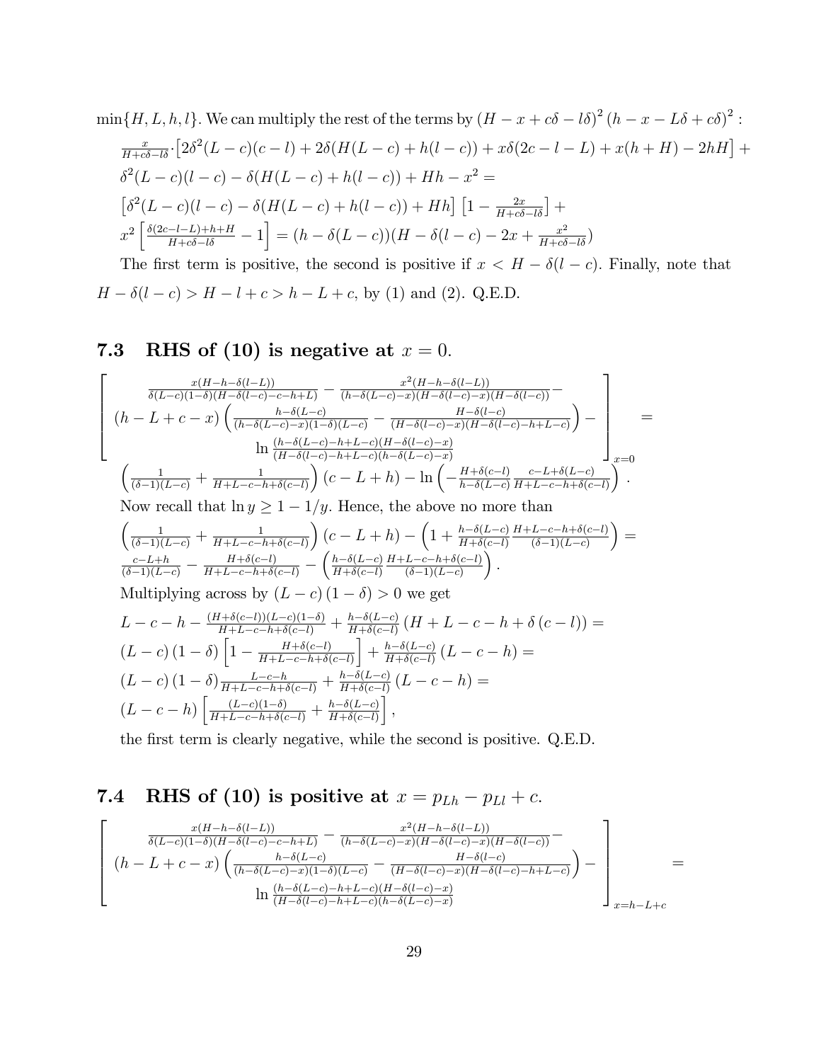$\min\{H, L, h, l\}$. We can multiply the rest of the terms by $(H - x + c\delta - l\delta)^2 (h - x - L\delta + c\delta)^2$ :

$\frac{x}{H+c\delta-l\delta} \cdot \left[2\delta^2(L-c)(c-l) + 2\delta(H(L-c) + h(l-c)) + x\delta(2c-l-L) + x(h+H) - 2hH\right] +$

$\delta^2(L-c)(l-c) - \delta(H(L-c) + h(l-c)) + Hh - x^2 =$

$\left[\delta^2(L-c)(l-c) - \delta(H(L-c) + h(l-c)) + Hh\right] \left[1 - \frac{2x}{H+c\delta-l\delta}\right] +$

$x^2 \left[\frac{\delta(2c-l-L)+h+H}{H+c\delta-l\delta} - 1\right] = (h - \delta(L-c))(H - \delta(l-c) - 2x + \frac{x^2}{H+c\delta-l\delta})$

The first term is positive, the second is positive if $x < H - \delta(l-c)$. Finally, note that $H - \delta(l-c) > H - l + c > h - L + c$, by (1) and (2). Q.E.D.

### 7.3 RHS of (10) is negative at $x = 0$.

$$\left[\begin{array}{c} \frac{x(H-h-\delta(l-L))}{\delta(L-c)(1-\delta)(H-\delta(l-c)-c-h+L)} - \frac{x^2(H-h-\delta(l-L))}{(h-\delta(L-c)-x)(H-\delta(l-c)-x)(H-\delta(l-c))} - \\ (h-L+c-x)\left(\frac{h-\delta(L-c)}{(h-\delta(L-c)-x)(1-\delta)(L-c)} - \frac{H-\delta(l-c)}{(H-\delta(l-c)-x)(H-\delta(l-c)-h+L-c)}\right) - \\ \ln\frac{(h-\delta(L-c)-h+L-c)(H-\delta(l-c)-x)}{(H-\delta(l-c)-h+L-c)(h-\delta(L-c)-x)} \end{array}\right]_{x=0} =$$

$\left(\frac{1}{(\delta-1)(L-c)} + \frac{1}{H+L-c-h+\delta(c-l)}\right)(c-L+h) - \ln\left(-\frac{H+\delta(c-l)}{h-\delta(L-c)}\frac{c-L+\delta(L-c)}{H+L-c-h+\delta(c-l)}\right).$

Now recall that $\ln y \geq 1 - 1/y$. Hence, the above no more than

$\left(\frac{1}{(\delta-1)(L-c)} + \frac{1}{H+L-c-h+\delta(c-l)}\right)(c-L+h) - \left(1 + \frac{h-\delta(L-c)}{H+\delta(c-l)}\frac{H+L-c-h+\delta(c-l)}{(\delta-1)(L-c)}\right) =$

$\frac{c-L+h}{(\delta-1)(L-c)} - \frac{H+\delta(c-l)}{H+L-c-h+\delta(c-l)} - \left(\frac{h-\delta(L-c)}{H+\delta(c-l)}\frac{H+L-c-h+\delta(c-l)}{(\delta-1)(L-c)}\right).$

Multiplying across by $(L-c)(1-\delta) > 0$ we get

$L - c - h - \frac{(H+\delta(c-l))(L-c)(1-\delta)}{H+L-c-h+\delta(c-l)} + \frac{h-\delta(L-c)}{H+\delta(c-l)}(H + L - c - h + \delta(c-l)) =$

$(L-c)(1-\delta)\left[1 - \frac{H+\delta(c-l)}{H+L-c-h+\delta(c-l)}\right] + \frac{h-\delta(L-c)}{H+\delta(c-l)}(L-c-h) =$

$(L-c)(1-\delta)\frac{L-c-h}{H+L-c-h+\delta(c-l)} + \frac{h-\delta(L-c)}{H+\delta(c-l)}(L-c-h) =$

$(L-c-h)\left[\frac{(L-c)(1-\delta)}{H+L-c-h+\delta(c-l)} + \frac{h-\delta(L-c)}{H+\delta(c-l)}\right],$

the first term is clearly negative, while the second is positive. Q.E.D.

### 7.4 RHS of (10) is positive at $x = p_{Lh} - p_{Ll} + c$.

$$\left[\begin{array}{c} \frac{x(H-h-\delta(l-L))}{\delta(L-c)(1-\delta)(H-\delta(l-c)-c-h+L)} - \frac{x^2(H-h-\delta(l-L))}{(h-\delta(L-c)-x)(H-\delta(l-c)-x)(H-\delta(l-c))} - \\ (h-L+c-x)\left(\frac{h-\delta(L-c)}{(h-\delta(L-c)-x)(1-\delta)(L-c)} - \frac{H-\delta(l-c)}{(H-\delta(l-c)-x)(H-\delta(l-c)-h+L-c)}\right) - \\ \ln\frac{(h-\delta(L-c)-h+L-c)(H-\delta(l-c)-x)}{(H-\delta(l-c)-h+L-c)(h-\delta(L-c)-x)} \end{array}\right]_{x=h-L+c} =$$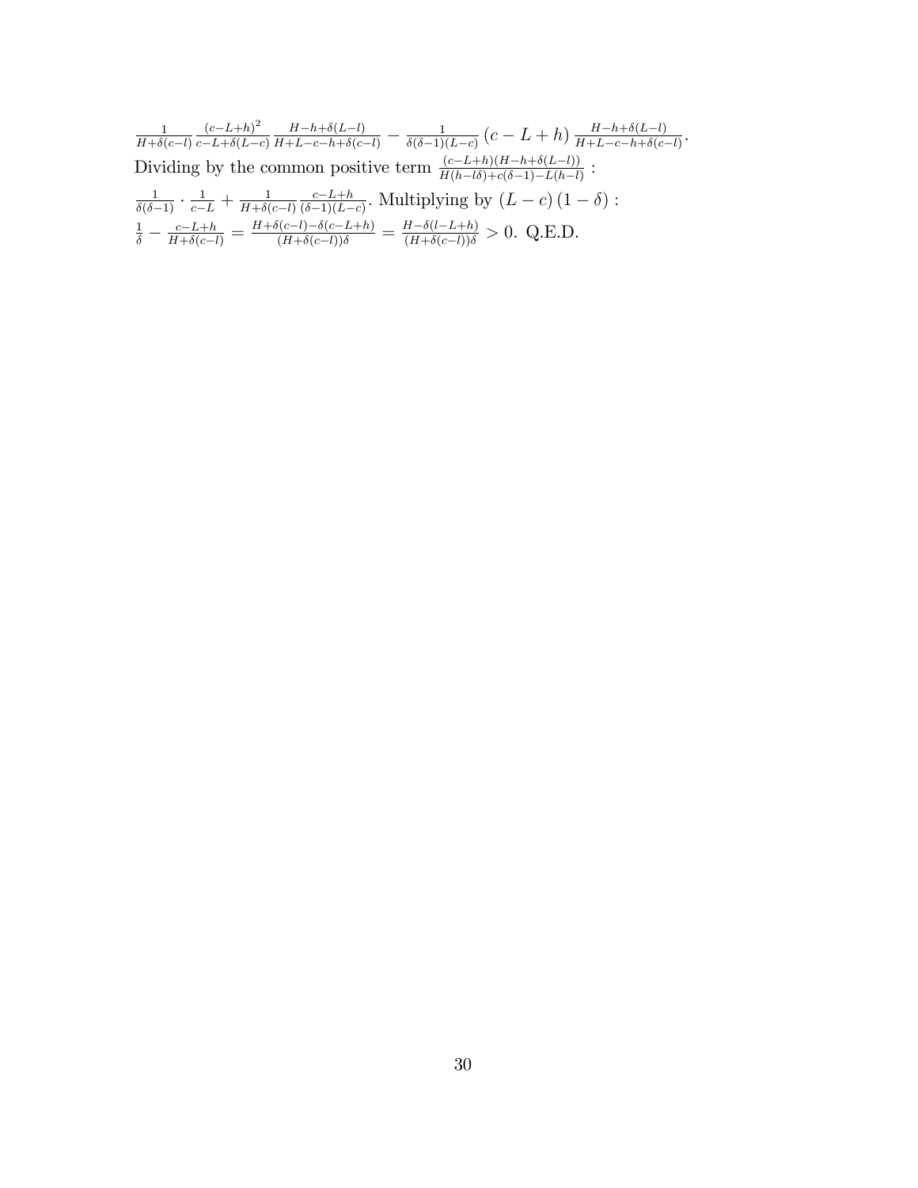$\frac{1}{H+\delta(c-l)} \frac{(c-L+h)^2}{c-L+\delta(L-c)} \frac{H-h+\delta(L-l)}{H+L-c-h+\delta(c-l)} - \frac{1}{\delta(\delta-1)(L-c)} (c-L+h) \frac{H-h+\delta(L-l)}{H+L-c-h+\delta(c-l)}$.

Dividing by the common positive term $\frac{(c-L+h)(H-h+\delta(L-l))}{H(h-l\delta)+c(\delta-1)-L(h-l)}$ :

$\frac{1}{\delta(\delta-1)} \cdot \frac{1}{c-L} + \frac{1}{H+\delta(c-l)} \frac{c-L+h}{(\delta-1)(L-c)}$. Multiplying by $(L-c)(1-\delta)$ :

$\frac{1}{\delta} - \frac{c-L+h}{H+\delta(c-l)} = \frac{H+\delta(c-l)-\delta(c-L+h)}{(H+\delta(c-l))\delta} = \frac{H-\delta(l-L+h)}{(H+\delta(c-l))\delta} > 0$. Q.E.D.